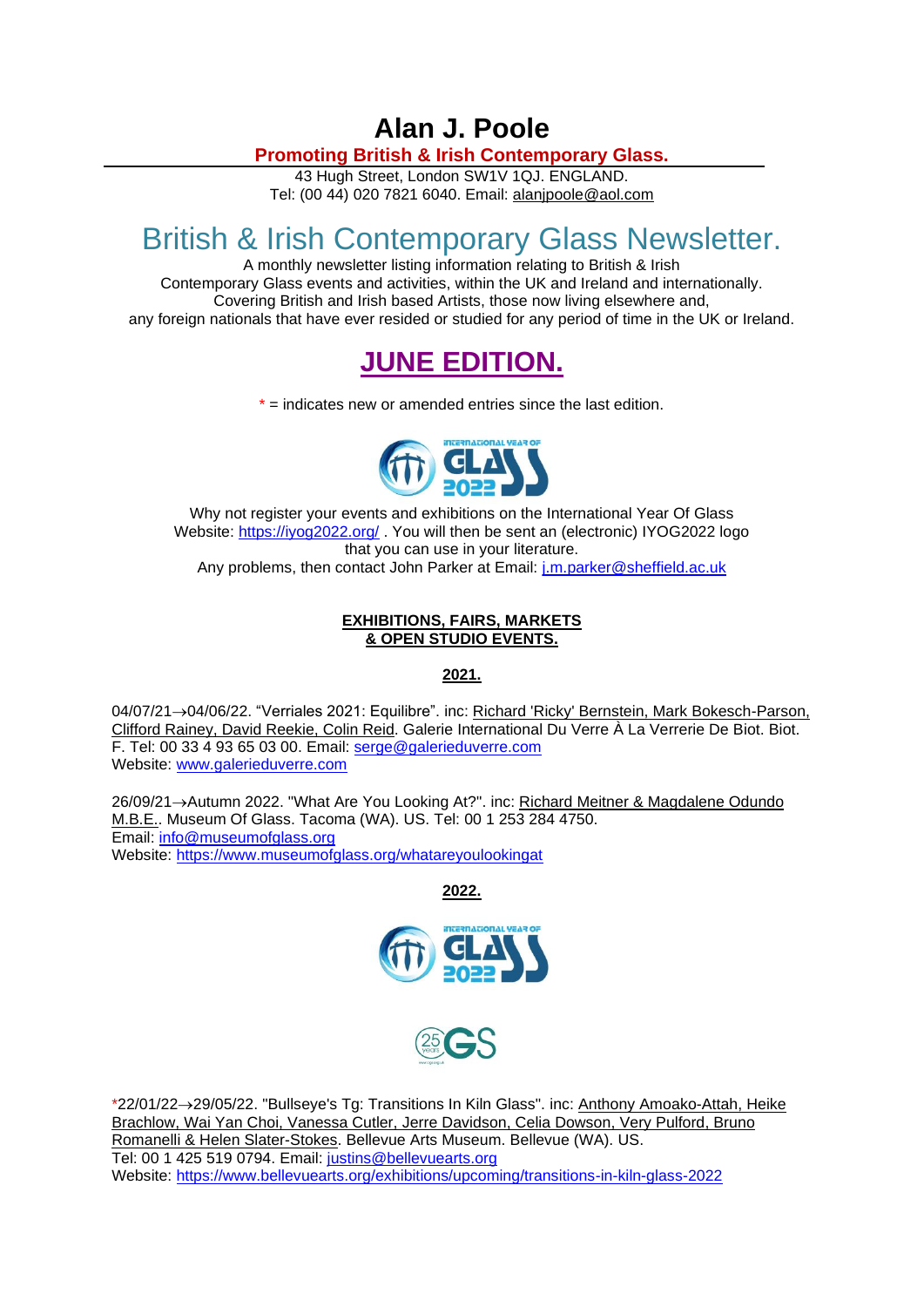# Alan J. Poole

**Promoting British & Irish Contemporary Glass.**

43 Hugh Street, London SW1V 1QJ. ENGLAND.
Tel: (00 44) 020 7821 6040. Email: alanjpoole@aol.com

# British & Irish Contemporary Glass Newsletter.

A monthly newsletter listing information relating to British & Irish Contemporary Glass events and activities, within the UK and Ireland and internationally. Covering British and Irish based Artists, those now living elsewhere and, any foreign nationals that have ever resided or studied for any period of time in the UK or Ireland.

## JUNE EDITION.

* = indicates new or amended entries since the last edition.

Why not register your events and exhibitions on the International Year Of Glass Website: https://iyog2022.org/ . You will then be sent an (electronic) IYOG2022 logo that you can use in your literature.
Any problems, then contact John Parker at Email: j.m.parker@sheffield.ac.uk

### EXHIBITIONS, FAIRS, MARKETS & OPEN STUDIO EVENTS.

### 2021.

04/07/21→04/06/22. "Verriales 2021: Equilibre". inc: Richard 'Ricky' Bernstein, Mark Bokesch-Parson, Clifford Rainey, David Reekie, Colin Reid. Galerie International Du Verre À La Verrerie De Biot. Biot. F. Tel: 00 33 4 93 65 03 00. Email: serge@galerieduverre.com
Website: www.galerieduverre.com

26/09/21→Autumn 2022. "What Are You Looking At?". inc: Richard Meitner & Magdalene Odundo M.B.E.. Museum Of Glass. Tacoma (WA). US. Tel: 00 1 253 284 4750.
Email: info@museumofglass.org
Website: https://www.museumofglass.org/whatareyoulookingat

### 2022.

*22/01/22→29/05/22. "Bullseye's Tg: Transitions In Kiln Glass". inc: Anthony Amoako-Attah, Heike Brachlow, Wai Yan Choi, Vanessa Cutler, Jerre Davidson, Celia Dowson, Very Pulford, Bruno Romanelli & Helen Slater-Stokes. Bellevue Arts Museum. Bellevue (WA). US.
Tel: 00 1 425 519 0794. Email: justins@bellevuearts.org
Website: https://www.bellevuearts.org/exhibitions/upcoming/transitions-in-kiln-glass-2022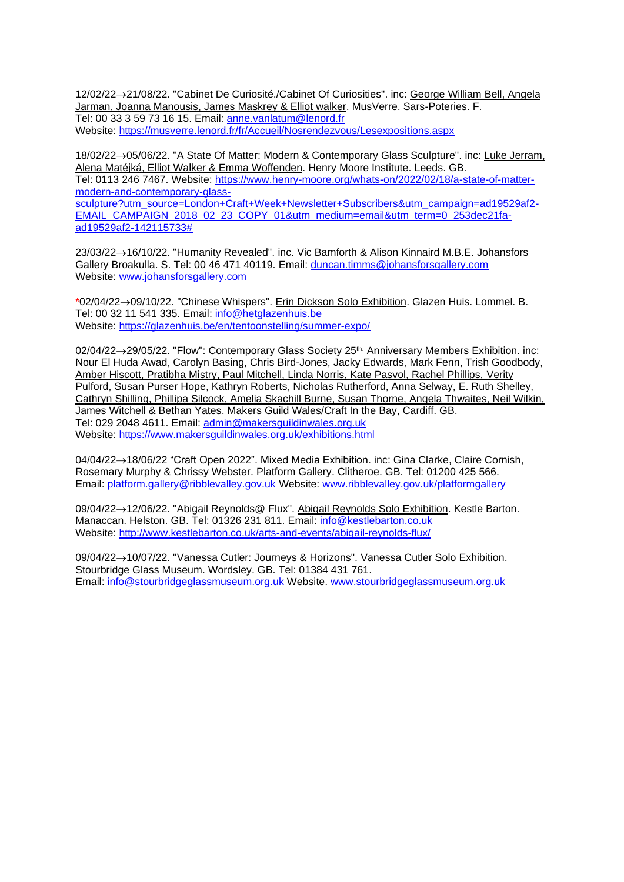12/02/22→21/08/22. "Cabinet De Curiosité./Cabinet Of Curiosities". inc: George William Bell, Angela Jarman, Joanna Manousis, James Maskrey & Elliot walker. MusVerre. Sars-Poteries. F.
Tel: 00 33 3 59 73 16 15. Email: anne.vanlatum@lenord.fr
Website: https://musverre.lenord.fr/fr/Accueil/Nosrendezvous/Lesexpositions.aspx

18/02/22→05/06/22. "A State Of Matter: Modern & Contemporary Glass Sculpture". inc: Luke Jerram, Alena Matéjká, Elliot Walker & Emma Woffenden. Henry Moore Institute. Leeds. GB.
Tel: 0113 246 7467. Website: https://www.henry-moore.org/whats-on/2022/02/18/a-state-of-matter-modern-and-contemporary-glass-sculpture?utm_source=London+Craft+Week+Newsletter+Subscribers&utm_campaign=ad19529af2-EMAIL_CAMPAIGN_2018_02_23_COPY_01&utm_medium=email&utm_term=0_253dec21fa-ad19529af2-142115733#

23/03/22→16/10/22. "Humanity Revealed". inc. Vic Bamforth & Alison Kinnaird M.B.E. Johansfors Gallery Broakulla. S. Tel: 00 46 471 40119. Email: duncan.timms@johansforsgallery.com
Website: www.johansforsgallery.com

*02/04/22→09/10/22. "Chinese Whispers". Erin Dickson Solo Exhibition. Glazen Huis. Lommel. B.
Tel: 00 32 11 541 335. Email: info@hetglazenhuis.be
Website: https://glazenhuis.be/en/tentoonstelling/summer-expo/

02/04/22→29/05/22. "Flow": Contemporary Glass Society 25th. Anniversary Members Exhibition. inc: Nour El Huda Awad, Carolyn Basing, Chris Bird-Jones, Jacky Edwards, Mark Fenn, Trish Goodbody, Amber Hiscott, Pratibha Mistry, Paul Mitchell, Linda Norris, Kate Pasvol, Rachel Phillips, Verity Pulford, Susan Purser Hope, Kathryn Roberts, Nicholas Rutherford, Anna Selway, E. Ruth Shelley, Cathryn Shilling, Phillipa Silcock, Amelia Skachill Burne, Susan Thorne, Angela Thwaites, Neil Wilkin, James Witchell & Bethan Yates. Makers Guild Wales/Craft In the Bay, Cardiff. GB.
Tel: 029 2048 4611. Email: admin@makersguildinwales.org.uk
Website: https://www.makersguildinwales.org.uk/exhibitions.html

04/04/22→18/06/22 "Craft Open 2022". Mixed Media Exhibition. inc: Gina Clarke, Claire Cornish, Rosemary Murphy & Chrissy Webster. Platform Gallery. Clitheroe. GB. Tel: 01200 425 566.
Email: platform.gallery@ribblevalley.gov.uk Website: www.ribblevalley.gov.uk/platformgallery

09/04/22→12/06/22. "Abigail Reynolds@ Flux". Abigail Reynolds Solo Exhibition. Kestle Barton. Manaccan. Helston. GB. Tel: 01326 231 811. Email: info@kestlebarton.co.uk
Website: http://www.kestlebarton.co.uk/arts-and-events/abigail-reynolds-flux/

09/04/22→10/07/22. "Vanessa Cutler: Journeys & Horizons". Vanessa Cutler Solo Exhibition. Stourbridge Glass Museum. Wordsley. GB. Tel: 01384 431 761.
Email: info@stourbridgeglassmuseum.org.uk Website. www.stourbridgeglassmuseum.org.uk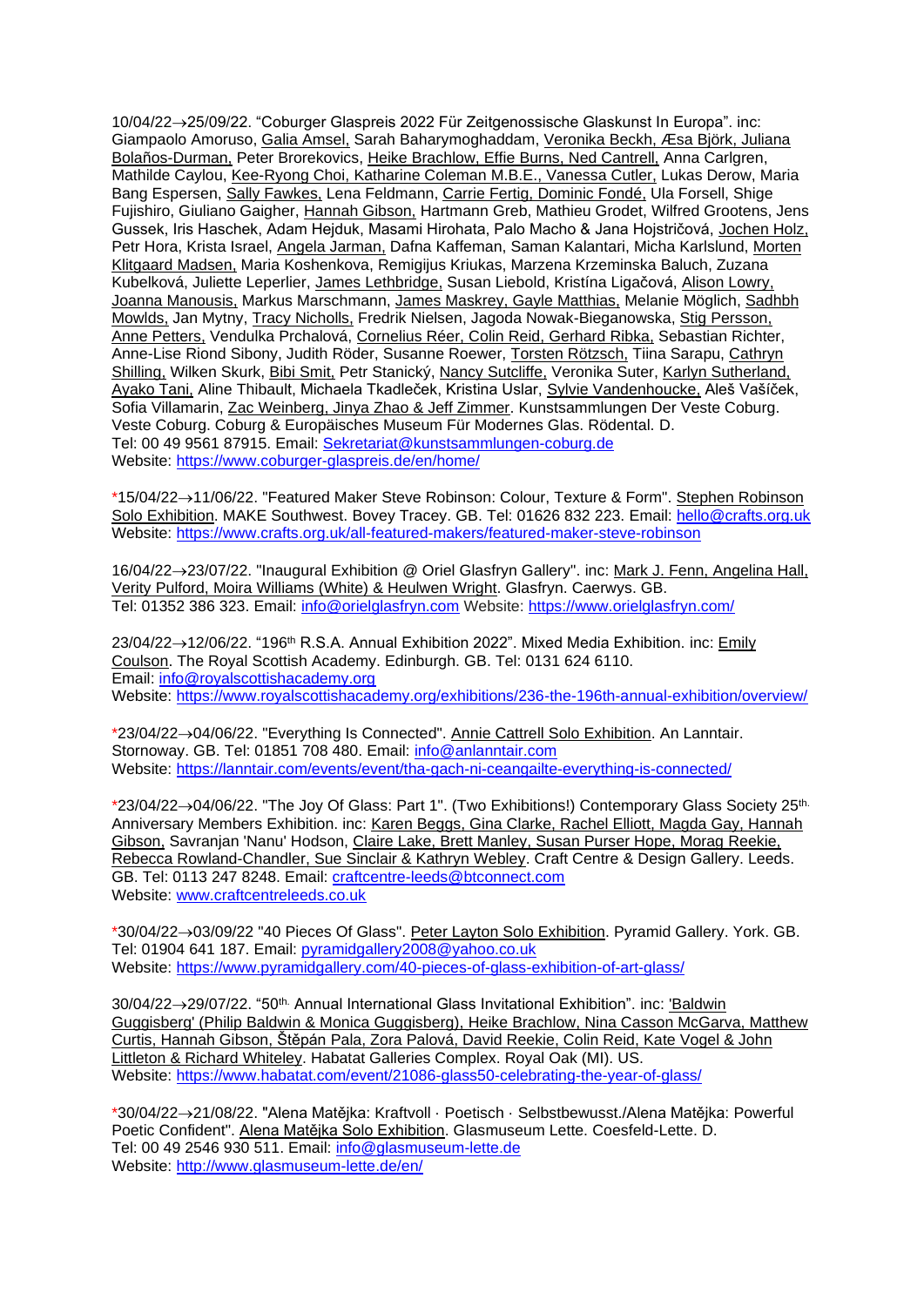10/04/22→25/09/22. “Coburger Glaspreis 2022 Für Zeitgenossische Glaskunst In Europa”. inc: Giampaolo Amoruso, Galia Amsel, Sarah Baharymoghaddam, Veronika Beckh, Æsa Björk, Juliana Bolaños-Durman, Peter Brorekovics, Heike Brachlow, Effie Burns, Ned Cantrell, Anna Carlgren, Mathilde Caylou, Kee-Ryong Choi, Katharine Coleman M.B.E., Vanessa Cutler, Lukas Derow, Maria Bang Espersen, Sally Fawkes, Lena Feldmann, Carrie Fertig, Dominic Fondé, Ula Forsell, Shige Fujishiro, Giuliano Gaigher, Hannah Gibson, Hartmann Greb, Mathieu Grodet, Wilfred Grootens, Jens Gussek, Iris Haschek, Adam Hejduk, Masami Hirohata, Palo Macho & Jana Hojstričová, Jochen Holz, Petr Hora, Krista Israel, Angela Jarman, Dafna Kaffeman, Saman Kalantari, Micha Karlslund, Morten Klitgaard Madsen, Maria Koshenkova, Remigijus Kriukas, Marzena Krzeminska Baluch, Zuzana Kubelková, Juliette Leperlier, James Lethbridge, Susan Liebold, Kristína Ligačová, Alison Lowry, Joanna Manousis, Markus Marschmann, James Maskrey, Gayle Matthias, Melanie Möglich, Sadhbh Mowlds, Jan Mytny, Tracy Nicholls, Fredrik Nielsen, Jagoda Nowak-Bieganowska, Stig Persson, Anne Petters, Vendulka Prchalová, Cornelius Réer, Colin Reid, Gerhard Ribka, Sebastian Richter, Anne-Lise Riond Sibony, Judith Röder, Susanne Roewer, Torsten Rötzsch, Tiina Sarapu, Cathryn Shilling, Wilken Skurk, Bibi Smit, Petr Stanický, Nancy Sutcliffe, Veronika Suter, Karlyn Sutherland, Ayako Tani, Aline Thibault, Michaela Tkadleček, Kristina Uslar, Sylvie Vandenhoucke, Aleš Vašíček, Sofia Villamarin, Zac Weinberg, Jinya Zhao & Jeff Zimmer. Kunstsammlungen Der Veste Coburg. Veste Coburg. Coburg & Europäisches Museum Für Modernes Glas. Rödental. D.
Tel: 00 49 9561 87915. Email: Sekretariat@kunstsammlungen-coburg.de
Website: https://www.coburger-glaspreis.de/en/home/

*15/04/22→11/06/22. "Featured Maker Steve Robinson: Colour, Texture & Form". Stephen Robinson Solo Exhibition. MAKE Southwest. Bovey Tracey. GB. Tel: 01626 832 223. Email: hello@crafts.org.uk
Website: https://www.crafts.org.uk/all-featured-makers/featured-maker-steve-robinson

16/04/22→23/07/22. "Inaugural Exhibition @ Oriel Glasfryn Gallery". inc: Mark J. Fenn, Angelina Hall, Verity Pulford, Moira Williams (White) & Heulwen Wright. Glasfryn. Caerwys. GB.
Tel: 01352 386 323. Email: info@orielglasfryn.com Website: https://www.orielglasfryn.com/

23/04/22→12/06/22. “196th R.S.A. Annual Exhibition 2022”. Mixed Media Exhibition. inc: Emily Coulson. The Royal Scottish Academy. Edinburgh. GB. Tel: 0131 624 6110.
Email: info@royalscottishacademy.org
Website: https://www.royalscottishacademy.org/exhibitions/236-the-196th-annual-exhibition/overview/

*23/04/22→04/06/22. "Everything Is Connected". Annie Cattrell Solo Exhibition. An Lanntair. Stornoway. GB. Tel: 01851 708 480. Email: info@anlanntair.com
Website: https://lanntair.com/events/event/tha-gach-ni-ceangailte-everything-is-connected/

*23/04/22→04/06/22. "The Joy Of Glass: Part 1". (Two Exhibitions!) Contemporary Glass Society 25th. Anniversary Members Exhibition. inc: Karen Beggs, Gina Clarke, Rachel Elliott, Magda Gay, Hannah Gibson, Savranjan 'Nanu' Hodson, Claire Lake, Brett Manley, Susan Purser Hope, Morag Reekie, Rebecca Rowland-Chandler, Sue Sinclair & Kathryn Webley. Craft Centre & Design Gallery. Leeds. GB. Tel: 0113 247 8248. Email: craftcentre-leeds@btconnect.com
Website: www.craftcentreleeds.co.uk

*30/04/22→03/09/22 "40 Pieces Of Glass". Peter Layton Solo Exhibition. Pyramid Gallery. York. GB. Tel: 01904 641 187. Email: pyramidgallery2008@yahoo.co.uk
Website: https://www.pyramidgallery.com/40-pieces-of-glass-exhibition-of-art-glass/

30/04/22→29/07/22. “50th. Annual International Glass Invitational Exhibition”. inc: 'Baldwin Guggisberg' (Philip Baldwin & Monica Guggisberg), Heike Brachlow, Nina Casson McGarva, Matthew Curtis, Hannah Gibson, Štěpán Pala, Zora Palová, David Reekie, Colin Reid, Kate Vogel & John Littleton & Richard Whiteley. Habatat Galleries Complex. Royal Oak (MI). US.
Website: https://www.habatat.com/event/21086-glass50-celebrating-the-year-of-glass/

*30/04/22→21/08/22. "Alena Matějka: Kraftvoll · Poetisch · Selbstbewusst./Alena Matějka: Powerful Poetic Confident". Alena Matějka Solo Exhibition. Glasmuseum Lette. Coesfeld-Lette. D.
Tel: 00 49 2546 930 511. Email: info@glasmuseum-lette.de
Website: http://www.glasmuseum-lette.de/en/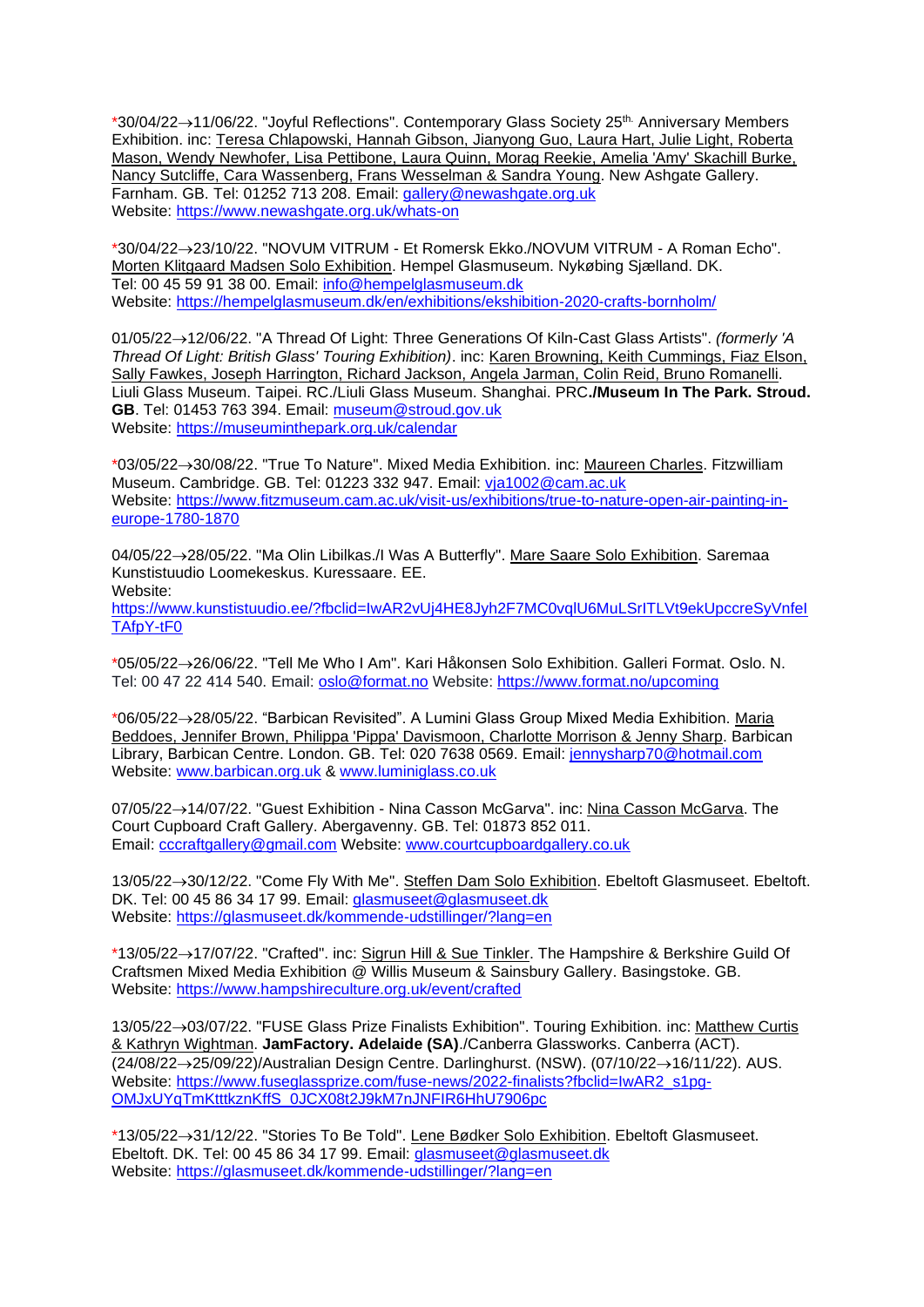*30/04/22→11/06/22. "Joyful Reflections". Contemporary Glass Society 25th. Anniversary Members Exhibition. inc: Teresa Chlapowski, Hannah Gibson, Jianyong Guo, Laura Hart, Julie Light, Roberta Mason, Wendy Newhofer, Lisa Pettibone, Laura Quinn, Morag Reekie, Amelia 'Amy' Skachill Burke, Nancy Sutcliffe, Cara Wassenberg, Frans Wesselman & Sandra Young. New Ashgate Gallery. Farnham. GB. Tel: 01252 713 208. Email: gallery@newashgate.org.uk
Website: https://www.newashgate.org.uk/whats-on

*30/04/22→23/10/22. "NOVUM VITRUM - Et Romersk Ekko./NOVUM VITRUM - A Roman Echo". Morten Klitgaard Madsen Solo Exhibition. Hempel Glasmuseum. Nykøbing Sjælland. DK.
Tel: 00 45 59 91 38 00. Email: info@hempelglasmuseum.dk
Website: https://hempelglasmuseum.dk/en/exhibitions/ekshibition-2020-crafts-bornholm/

01/05/22→12/06/22. "A Thread Of Light: Three Generations Of Kiln-Cast Glass Artists". *(formerly 'A Thread Of Light: British Glass' Touring Exhibition)*. inc: Karen Browning, Keith Cummings, Fiaz Elson, Sally Fawkes, Joseph Harrington, Richard Jackson, Angela Jarman, Colin Reid, Bruno Romanelli. Liuli Glass Museum. Taipei. RC./Liuli Glass Museum. Shanghai. PRC**./Museum In The Park. Stroud. GB**. Tel: 01453 763 394. Email: museum@stroud.gov.uk
Website: https://museuminthepark.org.uk/calendar

*03/05/22→30/08/22. "True To Nature". Mixed Media Exhibition. inc: Maureen Charles. Fitzwilliam Museum. Cambridge. GB. Tel: 01223 332 947. Email: vja1002@cam.ac.uk
Website: https://www.fitzmuseum.cam.ac.uk/visit-us/exhibitions/true-to-nature-open-air-painting-in-europe-1780-1870

04/05/22→28/05/22. "Ma Olin Libilkas./I Was A Butterfly". Mare Saare Solo Exhibition. Saremaa Kunstistuudio Loomekeskus. Kuressaare. EE.
Website:
https://www.kunstistuudio.ee/?fbclid=IwAR2vUj4HE8Jyh2F7MC0vqlU6MuLSrITLVt9ekUpccreSyVnfelTAfpY-tF0

*05/05/22→26/06/22. "Tell Me Who I Am". Kari Håkonsen Solo Exhibition. Galleri Format. Oslo. N.
Tel: 00 47 22 414 540. Email: oslo@format.no Website: https://www.format.no/upcoming

*06/05/22→28/05/22. "Barbican Revisited". A Lumini Glass Group Mixed Media Exhibition. Maria Beddoes, Jennifer Brown, Philippa 'Pippa' Davismoon, Charlotte Morrison & Jenny Sharp. Barbican Library, Barbican Centre. London. GB. Tel: 020 7638 0569. Email: jennysharp70@hotmail.com
Website: www.barbican.org.uk & www.luminiglass.co.uk

07/05/22→14/07/22. "Guest Exhibition - Nina Casson McGarva". inc: Nina Casson McGarva. The Court Cupboard Craft Gallery. Abergavenny. GB. Tel: 01873 852 011.
Email: cccraftgallery@gmail.com Website: www.courtcupboardgallery.co.uk

13/05/22→30/12/22. "Come Fly With Me". Steffen Dam Solo Exhibition. Ebeltoft Glasmuseet. Ebeltoft. DK. Tel: 00 45 86 34 17 99. Email: glasmuseet@glasmuseet.dk
Website: https://glasmuseet.dk/kommende-udstillinger/?lang=en

*13/05/22→17/07/22. "Crafted". inc: Sigrun Hill & Sue Tinkler. The Hampshire & Berkshire Guild Of Craftsmen Mixed Media Exhibition @ Willis Museum & Sainsbury Gallery. Basingstoke. GB.
Website: https://www.hampshireculture.org.uk/event/crafted

13/05/22→03/07/22. "FUSE Glass Prize Finalists Exhibition". Touring Exhibition. inc: Matthew Curtis & Kathryn Wightman. **JamFactory. Adelaide (SA)**./Canberra Glassworks. Canberra (ACT). (24/08/22→25/09/22)/Australian Design Centre. Darlinghurst. (NSW). (07/10/22→16/11/22). AUS.
Website: https://www.fuseglassprize.com/fuse-news/2022-finalists?fbclid=IwAR2_s1pg-OMJxUYqTmKtttkznKffS_0JCX08t2J9kM7nJNFIR6HhU7906pc

*13/05/22→31/12/22. "Stories To Be Told". Lene Bødker Solo Exhibition. Ebeltoft Glasmuseet. Ebeltoft. DK. Tel: 00 45 86 34 17 99. Email: glasmuseet@glasmuseet.dk
Website: https://glasmuseet.dk/kommende-udstillinger/?lang=en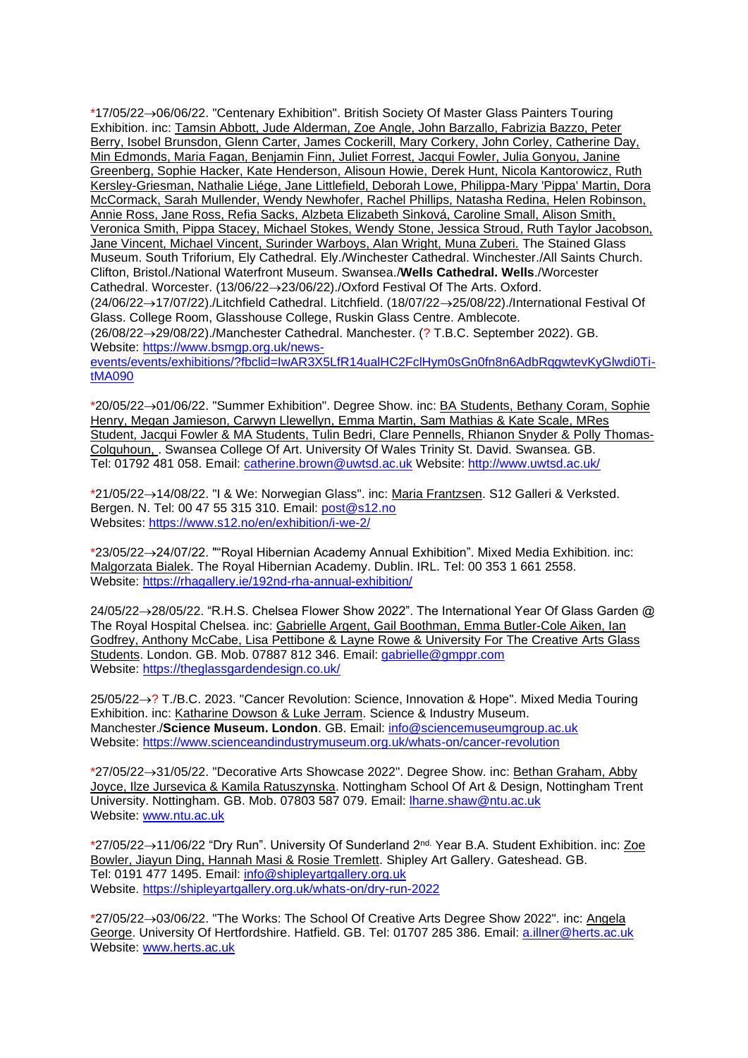*17/05/22→06/06/22. "Centenary Exhibition". British Society Of Master Glass Painters Touring Exhibition. inc: Tamsin Abbott, Jude Alderman, Zoe Angle, John Barzallo, Fabrizia Bazzo, Peter Berry, Isobel Brunsdon, Glenn Carter, James Cockerill, Mary Corkery, John Corley, Catherine Day, Min Edmonds, Maria Fagan, Benjamin Finn, Juliet Forrest, Jacqui Fowler, Julia Gonyou, Janine Greenberg, Sophie Hacker, Kate Henderson, Alisoun Howie, Derek Hunt, Nicola Kantorowicz, Ruth Kersley-Griesman, Nathalie Liége, Jane Littlefield, Deborah Lowe, Philippa-Mary 'Pippa' Martin, Dora McCormack, Sarah Mullender, Wendy Newhofer, Rachel Phillips, Natasha Redina, Helen Robinson, Annie Ross, Jane Ross, Refia Sacks, Alzbeta Elizabeth Sinková, Caroline Small, Alison Smith, Veronica Smith, Pippa Stacey, Michael Stokes, Wendy Stone, Jessica Stroud, Ruth Taylor Jacobson, Jane Vincent, Michael Vincent, Surinder Warboys, Alan Wright, Muna Zuberi. The Stained Glass Museum. South Triforium, Ely Cathedral. Ely./Winchester Cathedral. Winchester./All Saints Church. Clifton, Bristol./National Waterfront Museum. Swansea./**Wells Cathedral. Wells**./Worcester Cathedral. Worcester. (13/06/22→23/06/22)./Oxford Festival Of The Arts. Oxford. (24/06/22→17/07/22)./Litchfield Cathedral. Litchfield. (18/07/22→25/08/22)./International Festival Of Glass. College Room, Glasshouse College, Ruskin Glass Centre. Amblecote. (26/08/22→29/08/22)./Manchester Cathedral. Manchester. (? T.B.C. September 2022). GB. Website: https://www.bsmgp.org.uk/news-events/events/exhibitions/?fbclid=IwAR3X5LfR14ualHC2FclHym0sGn0fn8n6AdbRqgwtevKyGlwdi0Ti-tMA090

*20/05/22→01/06/22. "Summer Exhibition". Degree Show. inc: BA Students, Bethany Coram, Sophie Henry, Megan Jamieson, Carwyn Llewellyn, Emma Martin, Sam Mathias & Kate Scale, MRes Student, Jacqui Fowler & MA Students, Tulin Bedri, Clare Pennells, Rhianon Snyder & Polly Thomas-Colquhoun, . Swansea College Of Art. University Of Wales Trinity St. David. Swansea. GB. Tel: 01792 481 058. Email: catherine.brown@uwtsd.ac.uk Website: http://www.uwtsd.ac.uk/

*21/05/22→14/08/22. "I & We: Norwegian Glass". inc: Maria Frantzsen. S12 Galleri & Verksted. Bergen. N. Tel: 00 47 55 315 310. Email: post@s12.no
Websites: https://www.s12.no/en/exhibition/i-we-2/

*23/05/22→24/07/22. ""Royal Hibernian Academy Annual Exhibition". Mixed Media Exhibition. inc: Malgorzata Bialek. The Royal Hibernian Academy. Dublin. IRL. Tel: 00 353 1 661 2558. Website: https://rhagallery.ie/192nd-rha-annual-exhibition/

24/05/22→28/05/22. "R.H.S. Chelsea Flower Show 2022". The International Year Of Glass Garden @ The Royal Hospital Chelsea. inc: Gabrielle Argent, Gail Boothman, Emma Butler-Cole Aiken, Ian Godfrey, Anthony McCabe, Lisa Pettibone & Layne Rowe & University For The Creative Arts Glass Students. London. GB. Mob. 07887 812 346. Email: gabrielle@gmppr.com
Website: https://theglassgardendesign.co.uk/

25/05/22→? T./B.C. 2023. "Cancer Revolution: Science, Innovation & Hope". Mixed Media Touring Exhibition. inc: Katharine Dowson & Luke Jerram. Science & Industry Museum. Manchester./**Science Museum. London**. GB. Email: info@sciencemuseumgroup.ac.uk
Website: https://www.scienceandindustrymuseum.org.uk/whats-on/cancer-revolution

*27/05/22→31/05/22. "Decorative Arts Showcase 2022". Degree Show. inc: Bethan Graham, Abby Joyce, Ilze Jursevica & Kamila Ratuszynska. Nottingham School Of Art & Design, Nottingham Trent University. Nottingham. GB. Mob. 07803 587 079. Email: lharne.shaw@ntu.ac.uk
Website: www.ntu.ac.uk

*27/05/22→11/06/22 "Dry Run". University Of Sunderland 2nd. Year B.A. Student Exhibition. inc: Zoe Bowler, Jiayun Ding, Hannah Masi & Rosie Tremlett. Shipley Art Gallery. Gateshead. GB. Tel: 0191 477 1495. Email: info@shipleyartgallery.org.uk
Website. https://shipleyartgallery.org.uk/whats-on/dry-run-2022

*27/05/22→03/06/22. "The Works: The School Of Creative Arts Degree Show 2022". inc: Angela George. University Of Hertfordshire. Hatfield. GB. Tel: 01707 285 386. Email: a.illner@herts.ac.uk
Website: www.herts.ac.uk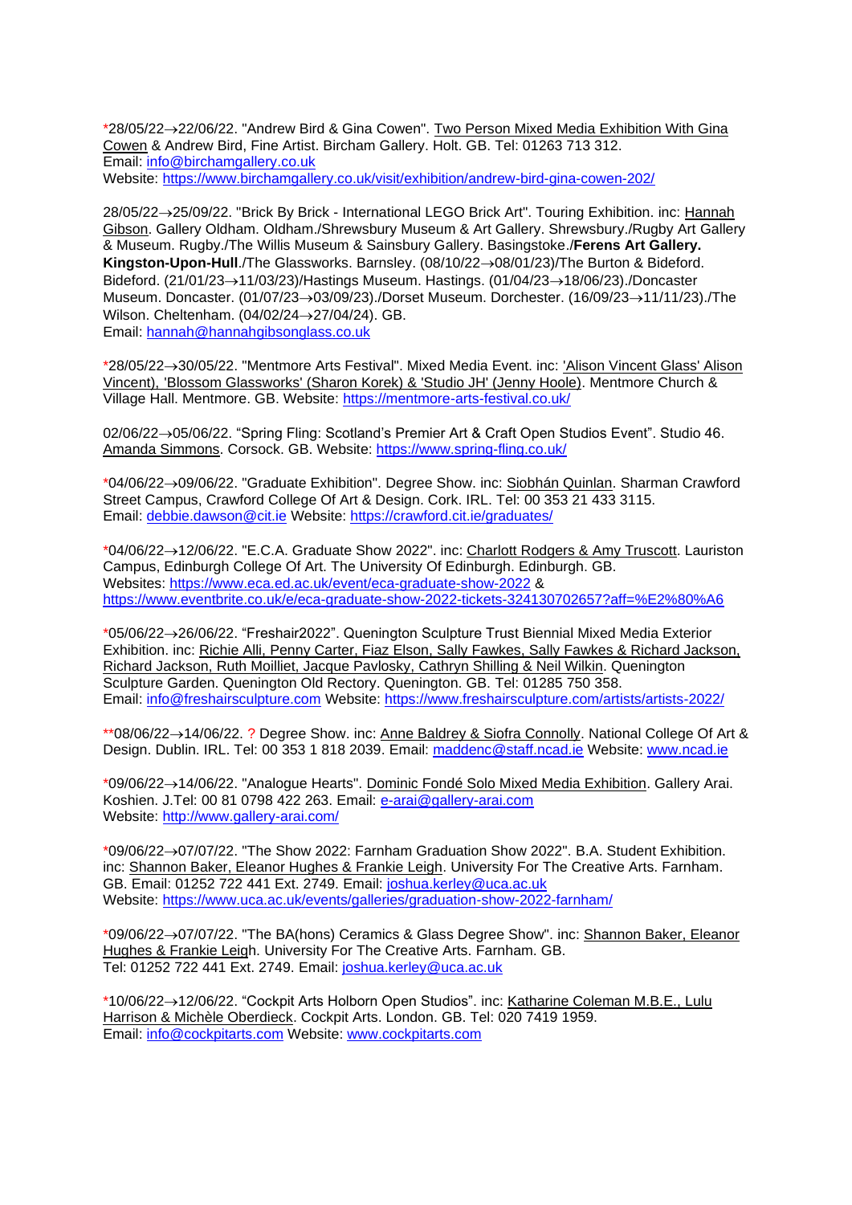*28/05/22→22/06/22. "Andrew Bird & Gina Cowen". Two Person Mixed Media Exhibition With Gina Cowen & Andrew Bird, Fine Artist. Bircham Gallery. Holt. GB. Tel: 01263 713 312.
Email: info@birchamgallery.co.uk
Website: https://www.birchamgallery.co.uk/visit/exhibition/andrew-bird-gina-cowen-202/

28/05/22→25/09/22. "Brick By Brick - International LEGO Brick Art". Touring Exhibition. inc: Hannah Gibson. Gallery Oldham. Oldham./Shrewsbury Museum & Art Gallery. Shrewsbury./Rugby Art Gallery & Museum. Rugby./The Willis Museum & Sainsbury Gallery. Basingstoke./**Ferens Art Gallery. Kingston-Upon-Hull**./The Glassworks. Barnsley. (08/10/22→08/01/23)/The Burton & Bideford. Bideford. (21/01/23→11/03/23)/Hastings Museum. Hastings. (01/04/23→18/06/23)./Doncaster Museum. Doncaster. (01/07/23→03/09/23)./Dorset Museum. Dorchester. (16/09/23→11/11/23)./The Wilson. Cheltenham. (04/02/24→27/04/24). GB.
Email: hannah@hannahgibsonglass.co.uk

*28/05/22→30/05/22. "Mentmore Arts Festival". Mixed Media Event. inc: 'Alison Vincent Glass' Alison Vincent), 'Blossom Glassworks' (Sharon Korek) & 'Studio JH' (Jenny Hoole). Mentmore Church & Village Hall. Mentmore. GB. Website: https://mentmore-arts-festival.co.uk/

02/06/22→05/06/22. "Spring Fling: Scotland's Premier Art & Craft Open Studios Event". Studio 46. Amanda Simmons. Corsock. GB. Website: https://www.spring-fling.co.uk/

*04/06/22→09/06/22. "Graduate Exhibition". Degree Show. inc: Siobhán Quinlan. Sharman Crawford Street Campus, Crawford College Of Art & Design. Cork. IRL. Tel: 00 353 21 433 3115.
Email: debbie.dawson@cit.ie Website: https://crawford.cit.ie/graduates/

*04/06/22→12/06/22. "E.C.A. Graduate Show 2022". inc: Charlott Rodgers & Amy Truscott. Lauriston Campus, Edinburgh College Of Art. The University Of Edinburgh. Edinburgh. GB.
Websites: https://www.eca.ed.ac.uk/event/eca-graduate-show-2022 &
https://www.eventbrite.co.uk/e/eca-graduate-show-2022-tickets-324130702657?aff=%E2%80%A6

*05/06/22→26/06/22. "Freshair2022". Quenington Sculpture Trust Biennial Mixed Media Exterior Exhibition. inc: Richie Alli, Penny Carter, Fiaz Elson, Sally Fawkes, Sally Fawkes & Richard Jackson, Richard Jackson, Ruth Moilliet, Jacque Pavlosky, Cathryn Shilling & Neil Wilkin. Quenington Sculpture Garden. Quenington Old Rectory. Quenington. GB. Tel: 01285 750 358.
Email: info@freshairsculpture.com Website: https://www.freshairsculpture.com/artists/artists-2022/

**08/06/22→14/06/22. ? Degree Show. inc: Anne Baldrey & Siofra Connolly. National College Of Art & Design. Dublin. IRL. Tel: 00 353 1 818 2039. Email: maddenc@staff.ncad.ie Website: www.ncad.ie

*09/06/22→14/06/22. "Analogue Hearts". Dominic Fondé Solo Mixed Media Exhibition. Gallery Arai. Koshien. J.Tel: 00 81 0798 422 263. Email: e-arai@gallery-arai.com
Website: http://www.gallery-arai.com/

*09/06/22→07/07/22. "The Show 2022: Farnham Graduation Show 2022". B.A. Student Exhibition. inc: Shannon Baker, Eleanor Hughes & Frankie Leigh. University For The Creative Arts. Farnham. GB. Email: 01252 722 441 Ext. 2749. Email: joshua.kerley@uca.ac.uk
Website: https://www.uca.ac.uk/events/galleries/graduation-show-2022-farnham/

*09/06/22→07/07/22. "The BA(hons) Ceramics & Glass Degree Show". inc: Shannon Baker, Eleanor Hughes & Frankie Leigh. University For The Creative Arts. Farnham. GB.
Tel: 01252 722 441 Ext. 2749. Email: joshua.kerley@uca.ac.uk

*10/06/22→12/06/22. "Cockpit Arts Holborn Open Studios". inc: Katharine Coleman M.B.E., Lulu Harrison & Michèle Oberdieck. Cockpit Arts. London. GB. Tel: 020 7419 1959.
Email: info@cockpitarts.com Website: www.cockpitarts.com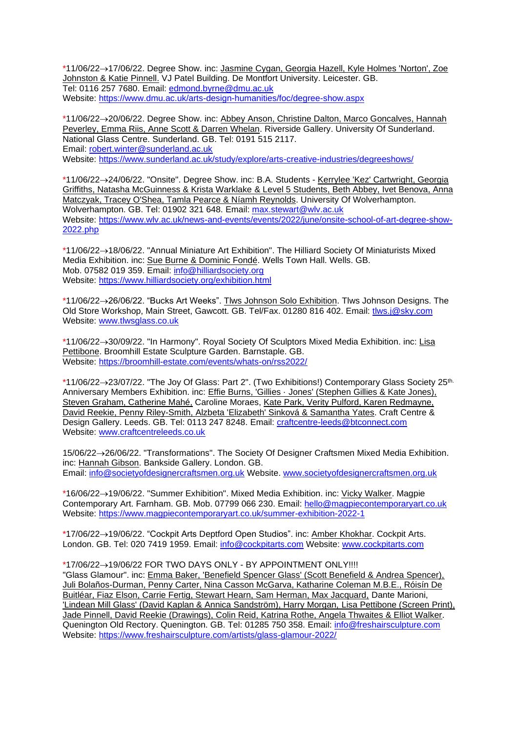*11/06/22→17/06/22. Degree Show. inc: Jasmine Cygan, Georgia Hazell, Kyle Holmes 'Norton', Zoe Johnston & Katie Pinnell. VJ Patel Building. De Montfort University. Leicester. GB.
Tel: 0116 257 7680. Email: edmond.byrne@dmu.ac.uk
Website: https://www.dmu.ac.uk/arts-design-humanities/foc/degree-show.aspx

*11/06/22→20/06/22. Degree Show. inc: Abbey Anson, Christine Dalton, Marco Goncalves, Hannah Peverley, Emma Riis, Anne Scott & Darren Whelan. Riverside Gallery. University Of Sunderland. National Glass Centre. Sunderland. GB. Tel: 0191 515 2117.
Email: robert.winter@sunderland.ac.uk
Website: https://www.sunderland.ac.uk/study/explore/arts-creative-industries/degreeshows/

*11/06/22→24/06/22. "Onsite". Degree Show. inc: B.A. Students - Kerrylee 'Kez' Cartwright, Georgia Griffiths, Natasha McGuinness & Krista Warklake & Level 5 Students, Beth Abbey, Ivet Benova, Anna Matczyak, Tracey O'Shea, Tamla Pearce & Níamh Reynolds. University Of Wolverhampton. Wolverhampton. GB. Tel: 01902 321 648. Email: max.stewart@wlv.ac.uk
Website: https://www.wlv.ac.uk/news-and-events/events/2022/june/onsite-school-of-art-degree-show-2022.php

*11/06/22→18/06/22. "Annual Miniature Art Exhibition". The Hilliard Society Of Miniaturists Mixed Media Exhibition. inc: Sue Burne & Dominic Fondé. Wells Town Hall. Wells. GB.
Mob. 07582 019 359. Email: info@hilliardsociety.org
Website: https://www.hilliardsociety.org/exhibition.html

*11/06/22→26/06/22. "Bucks Art Weeks". Tlws Johnson Solo Exhibition. Tlws Johnson Designs. The Old Store Workshop, Main Street, Gawcott. GB. Tel/Fax. 01280 816 402. Email: tlws.j@sky.com
Website: www.tlwsglass.co.uk

*11/06/22→30/09/22. "In Harmony". Royal Society Of Sculptors Mixed Media Exhibition. inc: Lisa Pettibone. Broomhill Estate Sculpture Garden. Barnstaple. GB.
Website: https://broomhill-estate.com/events/whats-on/rss2022/

*11/06/22→23/07/22. "The Joy Of Glass: Part 2". (Two Exhibitions!) Contemporary Glass Society 25th. Anniversary Members Exhibition. inc: Effie Burns, 'Gillies · Jones' (Stephen Gillies & Kate Jones), Steven Graham, Catherine Mahé, Caroline Moraes, Kate Park, Verity Pulford, Karen Redmayne, David Reekie, Penny Riley-Smith, Alzbeta 'Elizabeth' Sinková & Samantha Yates. Craft Centre & Design Gallery. Leeds. GB. Tel: 0113 247 8248. Email: craftcentre-leeds@btconnect.com
Website: www.craftcentreleeds.co.uk

15/06/22→26/06/22. "Transformations". The Society Of Designer Craftsmen Mixed Media Exhibition. inc: Hannah Gibson. Bankside Gallery. London. GB.
Email: info@societyofdesignercraftsmen.org.uk Website. www.societyofdesignercraftsmen.org.uk

*16/06/22→19/06/22. "Summer Exhibition". Mixed Media Exhibition. inc: Vicky Walker. Magpie Contemporary Art. Farnham. GB. Mob. 07799 066 230. Email: hello@magpiecontemporaryart.co.uk
Website: https://www.magpiecontemporaryart.co.uk/summer-exhibition-2022-1

*17/06/22→19/06/22. "Cockpit Arts Deptford Open Studios". inc: Amber Khokhar. Cockpit Arts. London. GB. Tel: 020 7419 1959. Email: info@cockpitarts.com Website: www.cockpitarts.com

*17/06/22→19/06/22 FOR TWO DAYS ONLY - BY APPOINTMENT ONLY!!!!
"Glass Glamour". inc: Emma Baker, 'Benefield Spencer Glass' (Scott Benefield & Andrea Spencer), Juli Bolaños-Durman, Penny Carter, Nina Casson McGarva, Katharine Coleman M.B.E., Róisín De Buitléar, Fiaz Elson, Carrie Fertig, Stewart Hearn, Sam Herman, Max Jacquard, Dante Marioni, 'Lindean Mill Glass' (David Kaplan & Annica Sandström), Harry Morgan, Lisa Pettibone (Screen Print), Jade Pinnell, David Reekie (Drawings), Colin Reid, Katrina Rothe, Angela Thwaites & Elliot Walker. Quenington Old Rectory. Quenington. GB. Tel: 01285 750 358. Email: info@freshairsculpture.com
Website: https://www.freshairsculpture.com/artists/glass-glamour-2022/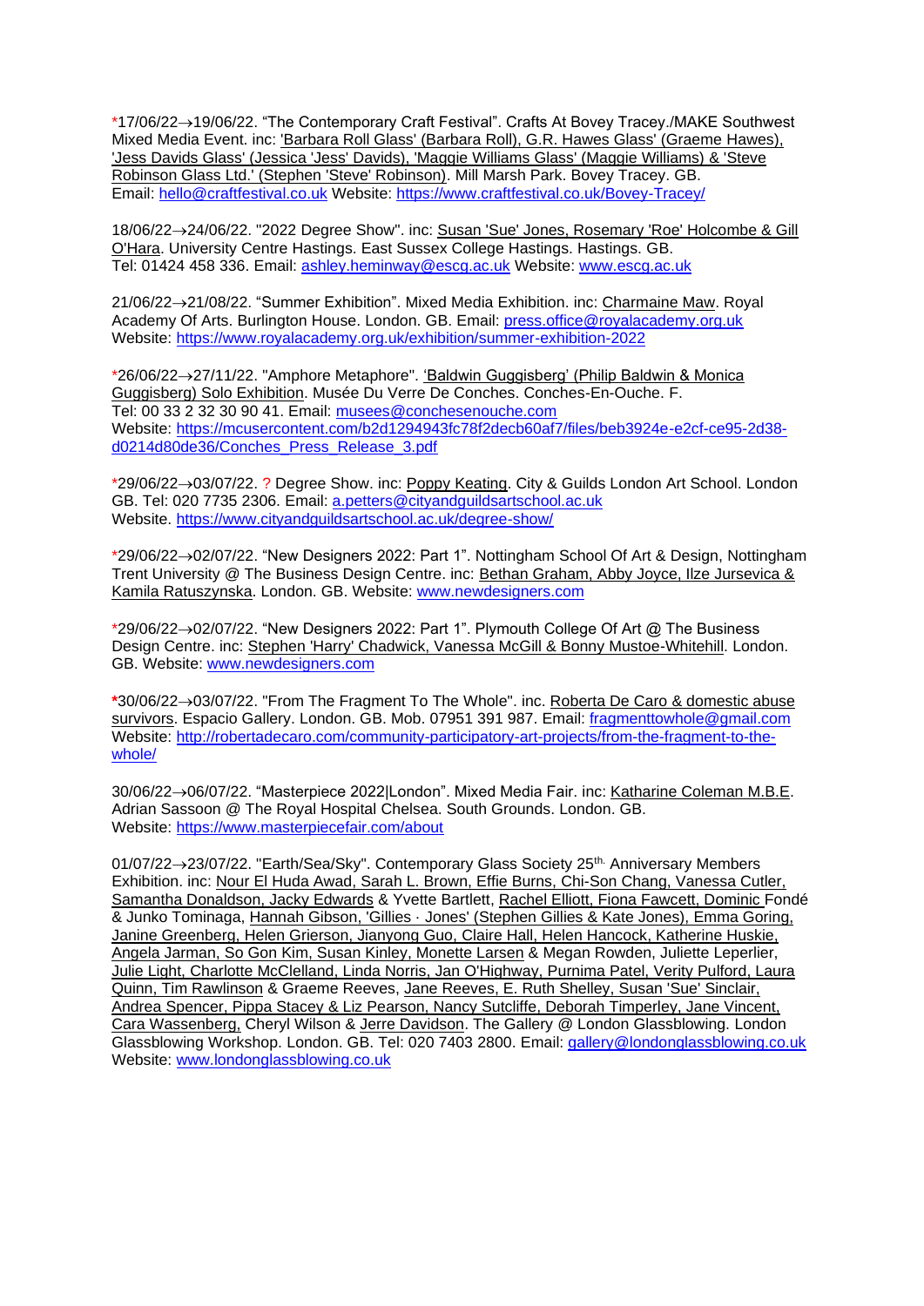*17/06/22→19/06/22. "The Contemporary Craft Festival". Crafts At Bovey Tracey./MAKE Southwest Mixed Media Event. inc: 'Barbara Roll Glass' (Barbara Roll), G.R. Hawes Glass' (Graeme Hawes), 'Jess Davids Glass' (Jessica 'Jess' Davids), 'Maggie Williams Glass' (Maggie Williams) & 'Steve Robinson Glass Ltd.' (Stephen 'Steve' Robinson). Mill Marsh Park. Bovey Tracey. GB. Email: hello@craftfestival.co.uk Website: https://www.craftfestival.co.uk/Bovey-Tracey/

18/06/22→24/06/22. "2022 Degree Show". inc: Susan 'Sue' Jones, Rosemary 'Roe' Holcombe & Gill O'Hara. University Centre Hastings. East Sussex College Hastings. Hastings. GB. Tel: 01424 458 336. Email: ashley.heminway@escg.ac.uk Website: www.escg.ac.uk

21/06/22→21/08/22. "Summer Exhibition". Mixed Media Exhibition. inc: Charmaine Maw. Royal Academy Of Arts. Burlington House. London. GB. Email: press.office@royalacademy.org.uk Website: https://www.royalacademy.org.uk/exhibition/summer-exhibition-2022

*26/06/22→27/11/22. "Amphore Metaphore". 'Baldwin Guggisberg' (Philip Baldwin & Monica Guggisberg) Solo Exhibition. Musée Du Verre De Conches. Conches-En-Ouche. F. Tel: 00 33 2 32 30 90 41. Email: musees@conchesenouche.com Website: https://mcusercontent.com/b2d1294943fc78f2decb60af7/files/beb3924e-e2cf-ce95-2d38-d0214d80de36/Conches_Press_Release_3.pdf

*29/06/22→03/07/22. ? Degree Show. inc: Poppy Keating. City & Guilds London Art School. London GB. Tel: 020 7735 2306. Email: a.petters@cityandguildsartschool.ac.uk Website. https://www.cityandguildsartschool.ac.uk/degree-show/

*29/06/22→02/07/22. "New Designers 2022: Part 1". Nottingham School Of Art & Design, Nottingham Trent University @ The Business Design Centre. inc: Bethan Graham, Abby Joyce, Ilze Jursevica & Kamila Ratuszynska. London. GB. Website: www.newdesigners.com

*29/06/22→02/07/22. "New Designers 2022: Part 1". Plymouth College Of Art @ The Business Design Centre. inc: Stephen 'Harry' Chadwick, Vanessa McGill & Bonny Mustoe-Whitehill. London. GB. Website: www.newdesigners.com

**\***30/06/22→03/07/22. "From The Fragment To The Whole". inc. Roberta De Caro & domestic abuse survivors. Espacio Gallery. London. GB. Mob. 07951 391 987. Email: fragmenttowhole@gmail.com Website: http://robertadecaro.com/community-participatory-art-projects/from-the-fragment-to-the-whole/

30/06/22→06/07/22. "Masterpiece 2022|London". Mixed Media Fair. inc: Katharine Coleman M.B.E. Adrian Sassoon @ The Royal Hospital Chelsea. South Grounds. London. GB. Website: https://www.masterpiecefair.com/about

01/07/22→23/07/22. "Earth/Sea/Sky". Contemporary Glass Society 25th. Anniversary Members Exhibition. inc: Nour El Huda Awad, Sarah L. Brown, Effie Burns, Chi-Son Chang, Vanessa Cutler, Samantha Donaldson, Jacky Edwards & Yvette Bartlett, Rachel Elliott, Fiona Fawcett, Dominic Fondé & Junko Tominaga, Hannah Gibson, 'Gillies · Jones' (Stephen Gillies & Kate Jones), Emma Goring, Janine Greenberg, Helen Grierson, Jianyong Guo, Claire Hall, Helen Hancock, Katherine Huskie, Angela Jarman, So Gon Kim, Susan Kinley, Monette Larsen & Megan Rowden, Juliette Leperlier, Julie Light, Charlotte McClelland, Linda Norris, Jan O'Highway, Purnima Patel, Verity Pulford, Laura Quinn, Tim Rawlinson & Graeme Reeves, Jane Reeves, E. Ruth Shelley, Susan 'Sue' Sinclair, Andrea Spencer, Pippa Stacey & Liz Pearson, Nancy Sutcliffe, Deborah Timperley, Jane Vincent, Cara Wassenberg, Cheryl Wilson & Jerre Davidson. The Gallery @ London Glassblowing. London Glassblowing Workshop. London. GB. Tel: 020 7403 2800. Email: gallery@londonglassblowing.co.uk Website: www.londonglassblowing.co.uk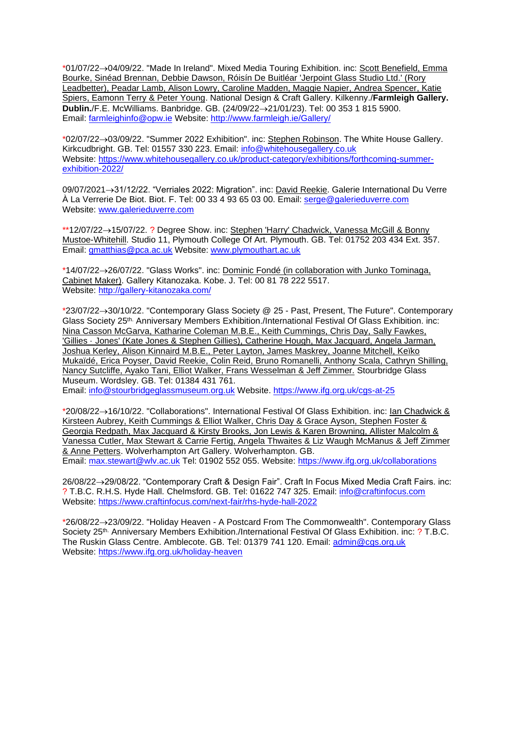*01/07/22→04/09/22. "Made In Ireland". Mixed Media Touring Exhibition. inc: Scott Benefield, Emma Bourke, Sinéad Brennan, Debbie Dawson, Róisín De Buitléar 'Jerpoint Glass Studio Ltd.' (Rory Leadbetter), Peadar Lamb, Alison Lowry, Caroline Madden, Maggie Napier, Andrea Spencer, Katie Spiers, Eamonn Terry & Peter Young. National Design & Craft Gallery. Kilkenny./**Farmleigh Gallery. Dublin.**/F.E. McWilliams. Banbridge. GB. (24/09/22→21/01/23). Tel: 00 353 1 815 5900. Email: farmleighinfo@opw.ie Website: http://www.farmleigh.ie/Gallery/

*02/07/22→03/09/22. "Summer 2022 Exhibition". inc: Stephen Robinson. The White House Gallery. Kirkcudbright. GB. Tel: 01557 330 223. Email: info@whitehousegallery.co.uk Website: https://www.whitehousegallery.co.uk/product-category/exhibitions/forthcoming-summer-exhibition-2022/

09/07/2021→31/12/22. "Verriales 2022: Migration". inc: David Reekie. Galerie International Du Verre À La Verrerie De Biot. Biot. F. Tel: 00 33 4 93 65 03 00. Email: serge@galerieduverre.com Website: www.galerieduverre.com

**12/07/22→15/07/22. ? Degree Show. inc: Stephen 'Harry' Chadwick, Vanessa McGill & Bonny Mustoe-Whitehill. Studio 11, Plymouth College Of Art. Plymouth. GB. Tel: 01752 203 434 Ext. 357. Email: gmatthias@pca.ac.uk Website: www.plymouthart.ac.uk

*14/07/22→26/07/22. "Glass Works". inc: Dominic Fondé (in collaboration with Junko Tominaga, Cabinet Maker). Gallery Kitanozaka. Kobe. J. Tel: 00 81 78 222 5517. Website: http://gallery-kitanozaka.com/

*23/07/22→30/10/22. "Contemporary Glass Society @ 25 - Past, Present, The Future". Contemporary Glass Society 25th. Anniversary Members Exhibition./International Festival Of Glass Exhibition. inc: Nina Casson McGarva, Katharine Coleman M.B.E., Keith Cummings, Chris Day, Sally Fawkes, 'Gillies · Jones' (Kate Jones & Stephen Gillies), Catherine Hough, Max Jacquard, Angela Jarman, Joshua Kerley, Alison Kinnaird M.B.E., Peter Layton, James Maskrey, Joanne Mitchell, Keïko Mukaïdé, Erica Poyser, David Reekie, Colin Reid, Bruno Romanelli, Anthony Scala, Cathryn Shilling, Nancy Sutcliffe, Ayako Tani, Elliot Walker, Frans Wesselman & Jeff Zimmer. Stourbridge Glass Museum. Wordsley. GB. Tel: 01384 431 761.
Email: info@stourbridgeglassmuseum.org.uk Website. https://www.ifg.org.uk/cgs-at-25

*20/08/22→16/10/22. "Collaborations". International Festival Of Glass Exhibition. inc: Ian Chadwick & Kirsteen Aubrey, Keith Cummings & Elliot Walker, Chris Day & Grace Ayson, Stephen Foster & Georgia Redpath, Max Jacquard & Kirsty Brooks, Jon Lewis & Karen Browning, Allister Malcolm & Vanessa Cutler, Max Stewart & Carrie Fertig, Angela Thwaites & Liz Waugh McManus & Jeff Zimmer & Anne Petters. Wolverhampton Art Gallery. Wolverhampton. GB.
Email: max.stewart@wlv.ac.uk Tel: 01902 552 055. Website: https://www.ifg.org.uk/collaborations

26/08/22→29/08/22. "Contemporary Craft & Design Fair". Craft In Focus Mixed Media Craft Fairs. inc: ? T.B.C. R.H.S. Hyde Hall. Chelmsford. GB. Tel: 01622 747 325. Email: info@craftinfocus.com Website: https://www.craftinfocus.com/next-fair/rhs-hyde-hall-2022

*26/08/22→23/09/22. "Holiday Heaven - A Postcard From The Commonwealth". Contemporary Glass Society 25th. Anniversary Members Exhibition./International Festival Of Glass Exhibition. inc: ? T.B.C. The Ruskin Glass Centre. Amblecote. GB. Tel: 01379 741 120. Email: admin@cgs.org.uk Website: https://www.ifg.org.uk/holiday-heaven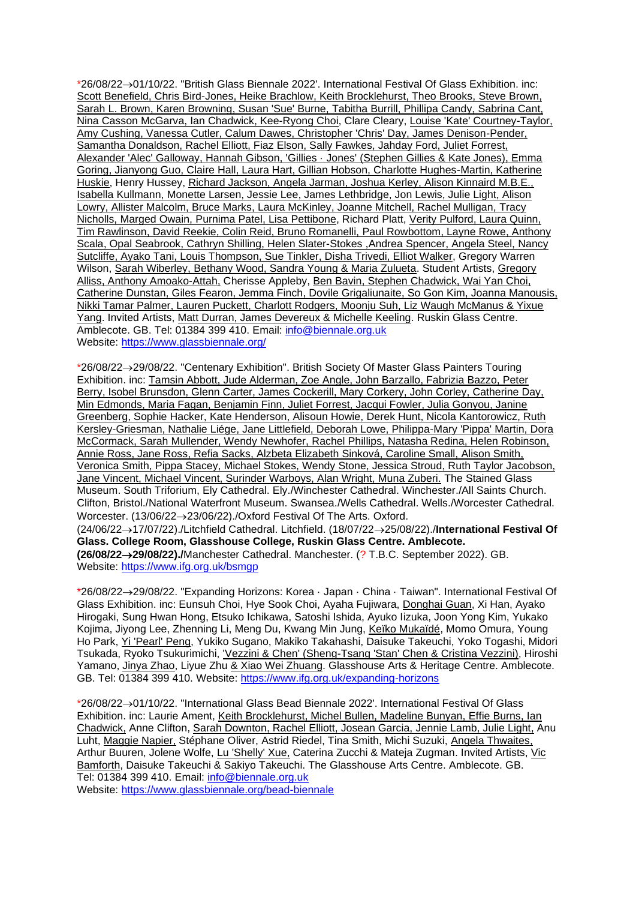*26/08/22→01/10/22. "British Glass Biennale 2022'. International Festival Of Glass Exhibition. inc: Scott Benefield, Chris Bird-Jones, Heike Brachlow, Keith Brocklehurst, Theo Brooks, Steve Brown, Sarah L. Brown, Karen Browning, Susan 'Sue' Burne, Tabitha Burrill, Phillipa Candy, Sabrina Cant, Nina Casson McGarva, Ian Chadwick, Kee-Ryong Choi, Clare Cleary, Louise 'Kate' Courtney-Taylor, Amy Cushing, Vanessa Cutler, Calum Dawes, Christopher 'Chris' Day, James Denison-Pender, Samantha Donaldson, Rachel Elliott, Fiaz Elson, Sally Fawkes, Jahday Ford, Juliet Forrest, Alexander 'Alec' Galloway, Hannah Gibson, 'Gillies · Jones' (Stephen Gillies & Kate Jones), Emma Goring, Jianyong Guo, Claire Hall, Laura Hart, Gillian Hobson, Charlotte Hughes-Martin, Katherine Huskie, Henry Hussey, Richard Jackson, Angela Jarman, Joshua Kerley, Alison Kinnaird M.B.E., Isabella Kullmann, Monette Larsen, Jessie Lee, James Lethbridge, Jon Lewis, Julie Light, Alison Lowry, Allister Malcolm, Bruce Marks, Laura McKinley, Joanne Mitchell, Rachel Mulligan, Tracy Nicholls, Marged Owain, Purnima Patel, Lisa Pettibone, Richard Platt, Verity Pulford, Laura Quinn, Tim Rawlinson, David Reekie, Colin Reid, Bruno Romanelli, Paul Rowbottom, Layne Rowe, Anthony Scala, Opal Seabrook, Cathryn Shilling, Helen Slater-Stokes ,Andrea Spencer, Angela Steel, Nancy Sutcliffe, Ayako Tani, Louis Thompson, Sue Tinkler, Disha Trivedi, Elliot Walker, Gregory Warren Wilson, Sarah Wiberley, Bethany Wood, Sandra Young & Maria Zulueta. Student Artists, Gregory Alliss, Anthony Amoako-Attah, Cherisse Appleby, Ben Bavin, Stephen Chadwick, Wai Yan Choi, Catherine Dunstan, Giles Fearon, Jemma Finch, Dovile Grigaliunaite, So Gon Kim, Joanna Manousis, Nikki Tamar Palmer, Lauren Puckett, Charlott Rodgers, Moonju Suh, Liz Waugh McManus & Yixue Yang. Invited Artists, Matt Durran, James Devereux & Michelle Keeling. Ruskin Glass Centre. Amblecote. GB. Tel: 01384 399 410. Email: info@biennale.org.uk
Website: https://www.glassbiennale.org/

*26/08/22→29/08/22. "Centenary Exhibition". British Society Of Master Glass Painters Touring Exhibition. inc: Tamsin Abbott, Jude Alderman, Zoe Angle, John Barzallo, Fabrizia Bazzo, Peter Berry, Isobel Brunsdon, Glenn Carter, James Cockerill, Mary Corkery, John Corley, Catherine Day, Min Edmonds, Maria Fagan, Benjamin Finn, Juliet Forrest, Jacqui Fowler, Julia Gonyou, Janine Greenberg, Sophie Hacker, Kate Henderson, Alisoun Howie, Derek Hunt, Nicola Kantorowicz, Ruth Kersley-Griesman, Nathalie Liége, Jane Littlefield, Deborah Lowe, Philippa-Mary 'Pippa' Martin, Dora McCormack, Sarah Mullender, Wendy Newhofer, Rachel Phillips, Natasha Redina, Helen Robinson, Annie Ross, Jane Ross, Refia Sacks, Alzbeta Elizabeth Sinková, Caroline Small, Alison Smith, Veronica Smith, Pippa Stacey, Michael Stokes, Wendy Stone, Jessica Stroud, Ruth Taylor Jacobson, Jane Vincent, Michael Vincent, Surinder Warboys, Alan Wright, Muna Zuberi. The Stained Glass Museum. South Triforium, Ely Cathedral. Ely./Winchester Cathedral. Winchester./All Saints Church. Clifton, Bristol./National Waterfront Museum. Swansea./Wells Cathedral. Wells./Worcester Cathedral. Worcester. (13/06/22→23/06/22)./Oxford Festival Of The Arts. Oxford. (24/06/22→17/07/22)./Litchfield Cathedral. Litchfield. (18/07/22→25/08/22)./**International Festival Of Glass. College Room, Glasshouse College, Ruskin Glass Centre. Amblecote. (26/08/22→29/08/22).**/Manchester Cathedral. Manchester. (? T.B.C. September 2022). GB.
Website: https://www.ifg.org.uk/bsmgp

*26/08/22→29/08/22. "Expanding Horizons: Korea · Japan · China · Taiwan". International Festival Of Glass Exhibition. inc: Eunsuh Choi, Hye Sook Choi, Ayaha Fujiwara, Donghai Guan, Xi Han, Ayako Hirogaki, Sung Hwan Hong, Etsuko Ichikawa, Satoshi Ishida, Ayuko Iizuka, Joon Yong Kim, Yukako Kojima, Jiyong Lee, Zhenning Li, Meng Du, Kwang Min Jung, Keïko Mukaïdé, Momo Omura, Young Ho Park, Yi 'Pearl' Peng, Yukiko Sugano, Makiko Takahashi, Daisuke Takeuchi, Yoko Togashi, Midori Tsukada, Ryoko Tsukurimichi, 'Vezzini & Chen' (Sheng-Tsang 'Stan' Chen & Cristina Vezzini), Hiroshi Yamano, Jinya Zhao, Liyue Zhu & Xiao Wei Zhuang. Glasshouse Arts & Heritage Centre. Amblecote. GB. Tel: 01384 399 410. Website: https://www.ifg.org.uk/expanding-horizons

*26/08/22→01/10/22. "International Glass Bead Biennale 2022'. International Festival Of Glass Exhibition. inc: Laurie Ament, Keith Brocklehurst, Michel Bullen, Madeline Bunyan, Effie Burns, Ian Chadwick, Anne Clifton, Sarah Downton, Rachel Elliott, Josean Garcia, Jennie Lamb, Julie Light, Anu Luht, Maggie Napier, Stéphane Oliver, Astrid Riedel, Tina Smith, Michi Suzuki, Angela Thwaites, Arthur Buuren, Jolene Wolfe, Lu 'Shelly' Xue, Caterina Zucchi & Mateja Zugman. Invited Artists, Vic Bamforth, Daisuke Takeuchi & Sakiyo Takeuchi. The Glasshouse Arts Centre. Amblecote. GB. Tel: 01384 399 410. Email: info@biennale.org.uk
Website: https://www.glassbiennale.org/bead-biennale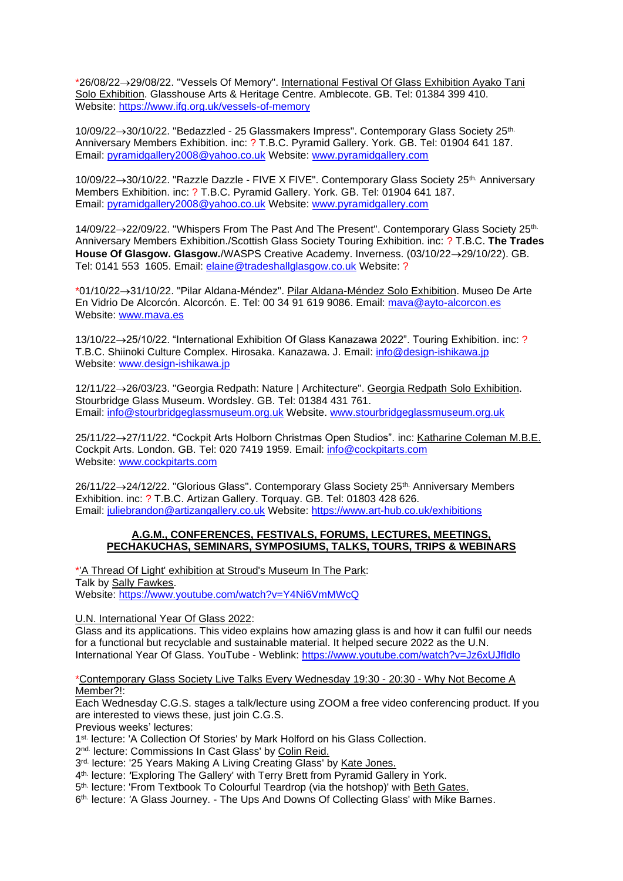*26/08/22→29/08/22. "Vessels Of Memory". International Festival Of Glass Exhibition Ayako Tani Solo Exhibition. Glasshouse Arts & Heritage Centre. Amblecote. GB. Tel: 01384 399 410.
Website: https://www.ifg.org.uk/vessels-of-memory

10/09/22→30/10/22. "Bedazzled - 25 Glassmakers Impress". Contemporary Glass Society 25th. Anniversary Members Exhibition. inc: ? T.B.C. Pyramid Gallery. York. GB. Tel: 01904 641 187.
Email: pyramidgallery2008@yahoo.co.uk Website: www.pyramidgallery.com

10/09/22→30/10/22. "Razzle Dazzle - FIVE X FIVE". Contemporary Glass Society 25th. Anniversary Members Exhibition. inc: ? T.B.C. Pyramid Gallery. York. GB. Tel: 01904 641 187.
Email: pyramidgallery2008@yahoo.co.uk Website: www.pyramidgallery.com

14/09/22→22/09/22. "Whispers From The Past And The Present". Contemporary Glass Society 25th. Anniversary Members Exhibition./Scottish Glass Society Touring Exhibition. inc: ? T.B.C. **The Trades House Of Glasgow. Glasgow.**/WASPS Creative Academy. Inverness. (03/10/22→29/10/22). GB.
Tel: 0141 553 1605. Email: elaine@tradeshallglasgow.co.uk Website: ?

*01/10/22→31/10/22. "Pilar Aldana-Méndez". Pilar Aldana-Méndez Solo Exhibition. Museo De Arte En Vidrio De Alcorcón. Alcorcón. E. Tel: 00 34 91 619 9086. Email: mava@ayto-alcorcon.es
Website: www.mava.es

13/10/22→25/10/22. "International Exhibition Of Glass Kanazawa 2022". Touring Exhibition. inc: ? T.B.C. Shiinoki Culture Complex. Hirosaka. Kanazawa. J. Email: info@design-ishikawa.jp
Website: www.design-ishikawa.jp

12/11/22→26/03/23. "Georgia Redpath: Nature | Architecture". Georgia Redpath Solo Exhibition. Stourbridge Glass Museum. Wordsley. GB. Tel: 01384 431 761.
Email: info@stourbridgeglassmuseum.org.uk Website. www.stourbridgeglassmuseum.org.uk

25/11/22→27/11/22. "Cockpit Arts Holborn Christmas Open Studios". inc: Katharine Coleman M.B.E. Cockpit Arts. London. GB. Tel: 020 7419 1959. Email: info@cockpitarts.com
Website: www.cockpitarts.com

26/11/22→24/12/22. "Glorious Glass". Contemporary Glass Society 25th. Anniversary Members Exhibition. inc: ? T.B.C. Artizan Gallery. Torquay. GB. Tel: 01803 428 626.
Email: juliebrandon@artizangallery.co.uk Website: https://www.art-hub.co.uk/exhibitions

## A.G.M., CONFERENCES, FESTIVALS, FORUMS, LECTURES, MEETINGS, PECHAKUCHAS, SEMINARS, SYMPOSIUMS, TALKS, TOURS, TRIPS & WEBINARS

*'A Thread Of Light' exhibition at Stroud's Museum In The Park:
Talk by Sally Fawkes.
Website: https://www.youtube.com/watch?v=Y4Ni6VmMWcQ

U.N. International Year Of Glass 2022:
Glass and its applications. This video explains how amazing glass is and how it can fulfil our needs for a functional but recyclable and sustainable material. It helped secure 2022 as the U.N. International Year Of Glass. YouTube - Weblink: https://www.youtube.com/watch?v=Jz6xUJfIdlo

*Contemporary Glass Society Live Talks Every Wednesday 19:30 - 20:30 - Why Not Become A Member?!:
Each Wednesday C.G.S. stages a talk/lecture using ZOOM a free video conferencing product. If you are interested to views these, just join C.G.S.
Previous weeks' lectures:
1st. lecture: 'A Collection Of Stories' by Mark Holford on his Glass Collection.
2nd. lecture: Commissions In Cast Glass' by Colin Reid.
3rd. lecture: '25 Years Making A Living Creating Glass' by Kate Jones.
4th. lecture: 'Exploring The Gallery' with Terry Brett from Pyramid Gallery in York.
5th. lecture: 'From Textbook To Colourful Teardrop (via the hotshop)' with Beth Gates.
6th. lecture: 'A Glass Journey. - The Ups And Downs Of Collecting Glass' with Mike Barnes.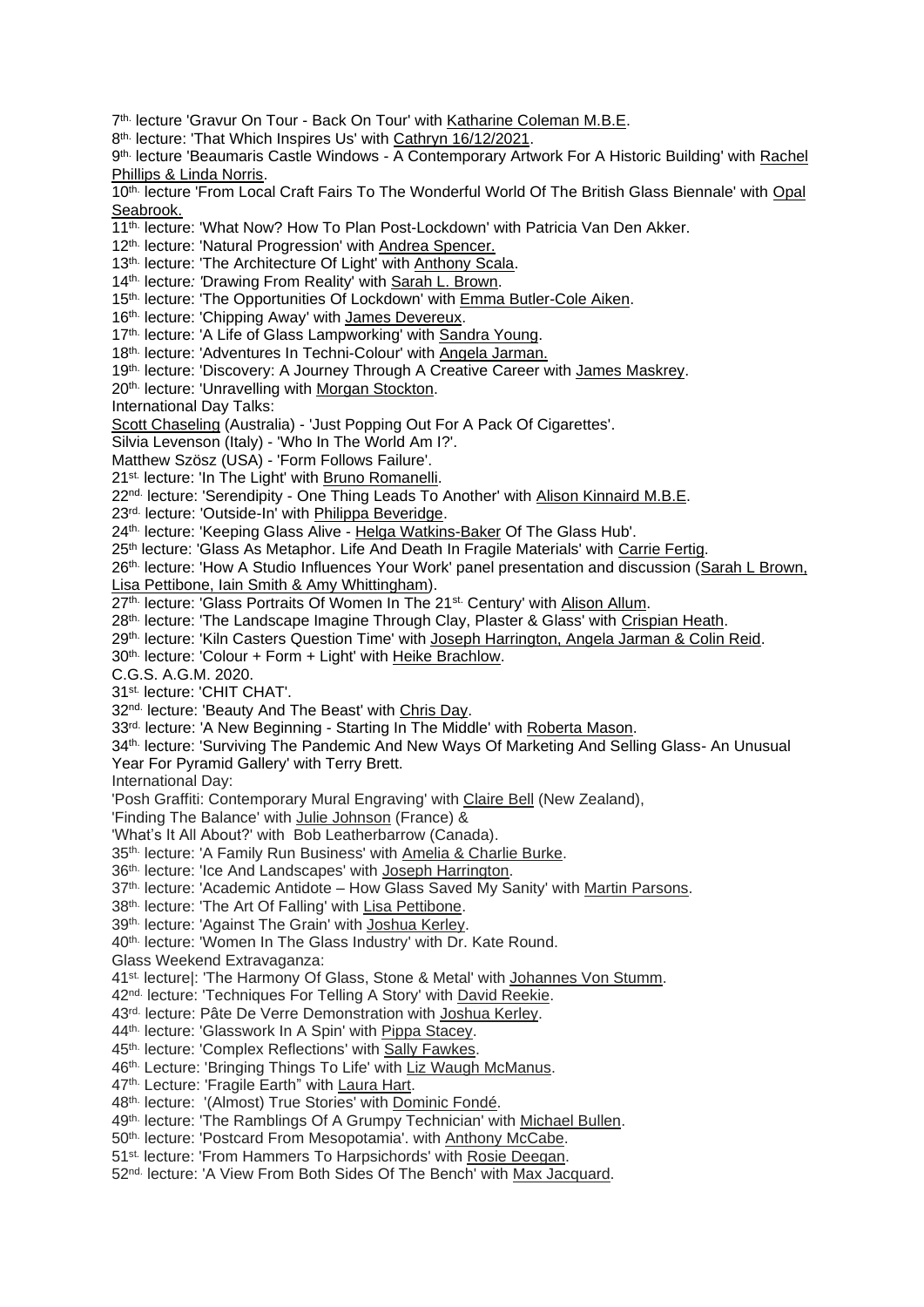7th. lecture 'Gravur On Tour - Back On Tour' with Katharine Coleman M.B.E.

8th. lecture: 'That Which Inspires Us' with Cathryn 16/12/2021.

9th. lecture 'Beaumaris Castle Windows - A Contemporary Artwork For A Historic Building' with Rachel Phillips & Linda Norris.

10th. lecture 'From Local Craft Fairs To The Wonderful World Of The British Glass Biennale' with Opal Seabrook.

11th. lecture: 'What Now? How To Plan Post-Lockdown' with Patricia Van Den Akker.

12th. lecture: 'Natural Progression' with Andrea Spencer.

13th. lecture: 'The Architecture Of Light' with Anthony Scala.

14th. lecture: 'Drawing From Reality' with Sarah L. Brown.

15th. lecture: 'The Opportunities Of Lockdown' with Emma Butler-Cole Aiken.

16th. lecture: 'Chipping Away' with James Devereux.

17th. lecture: 'A Life of Glass Lampworking' with Sandra Young.

18th. lecture: 'Adventures In Techni-Colour' with Angela Jarman.

19th. lecture: 'Discovery: A Journey Through A Creative Career with James Maskrey.

20th. lecture: 'Unravelling with Morgan Stockton.

International Day Talks:

Scott Chaseling (Australia) - 'Just Popping Out For A Pack Of Cigarettes'.

Silvia Levenson (Italy) - 'Who In The World Am I?'.

Matthew Szösz (USA) - 'Form Follows Failure'.

21st. lecture: 'In The Light' with Bruno Romanelli.

22nd. lecture: 'Serendipity - One Thing Leads To Another' with Alison Kinnaird M.B.E.

23rd. lecture: 'Outside-In' with Philippa Beveridge.

24th. lecture: 'Keeping Glass Alive - Helga Watkins-Baker Of The Glass Hub'.

25th lecture: 'Glass As Metaphor. Life And Death In Fragile Materials' with Carrie Fertig.

26th. lecture: 'How A Studio Influences Your Work' panel presentation and discussion (Sarah L Brown, Lisa Pettibone, Iain Smith & Amy Whittingham).

27th. lecture: 'Glass Portraits Of Women In The 21st. Century' with Alison Allum.

28th. lecture: 'The Landscape Imagine Through Clay, Plaster & Glass' with Crispian Heath.

29th. lecture: 'Kiln Casters Question Time' with Joseph Harrington, Angela Jarman & Colin Reid.

30th. lecture: 'Colour + Form + Light' with Heike Brachlow.

C.G.S. A.G.M. 2020.

31st. lecture: 'CHIT CHAT'.

32nd. lecture: 'Beauty And The Beast' with Chris Day.

33rd. lecture: 'A New Beginning - Starting In The Middle' with Roberta Mason.

34th. lecture: 'Surviving The Pandemic And New Ways Of Marketing And Selling Glass- An Unusual Year For Pyramid Gallery' with Terry Brett.

International Day:

'Posh Graffiti: Contemporary Mural Engraving' with Claire Bell (New Zealand),

'Finding The Balance' with Julie Johnson (France) &

'What's It All About?' with Bob Leatherbarrow (Canada).

35th. lecture: 'A Family Run Business' with Amelia & Charlie Burke.

36th. lecture: 'Ice And Landscapes' with Joseph Harrington.

37th. lecture: 'Academic Antidote – How Glass Saved My Sanity' with Martin Parsons.

38th. lecture: 'The Art Of Falling' with Lisa Pettibone.

39th. lecture: 'Against The Grain' with Joshua Kerley.

40th. lecture: 'Women In The Glass Industry' with Dr. Kate Round.

Glass Weekend Extravaganza:

41st. lecture|: 'The Harmony Of Glass, Stone & Metal' with Johannes Von Stumm.

42nd. lecture: 'Techniques For Telling A Story' with David Reekie.

43rd. lecture: Pâte De Verre Demonstration with Joshua Kerley.

44th. lecture: 'Glasswork In A Spin' with Pippa Stacey.

45th. lecture: 'Complex Reflections' with Sally Fawkes.

46th. Lecture: 'Bringing Things To Life' with Liz Waugh McManus.

47th. Lecture: 'Fragile Earth" with Laura Hart.

48th. lecture: '(Almost) True Stories' with Dominic Fondé.

49th. lecture: 'The Ramblings Of A Grumpy Technician' with Michael Bullen.

50th. lecture: 'Postcard From Mesopotamia'. with Anthony McCabe.

51st. lecture: 'From Hammers To Harpsichords' with Rosie Deegan.

52nd. lecture: 'A View From Both Sides Of The Bench' with Max Jacquard.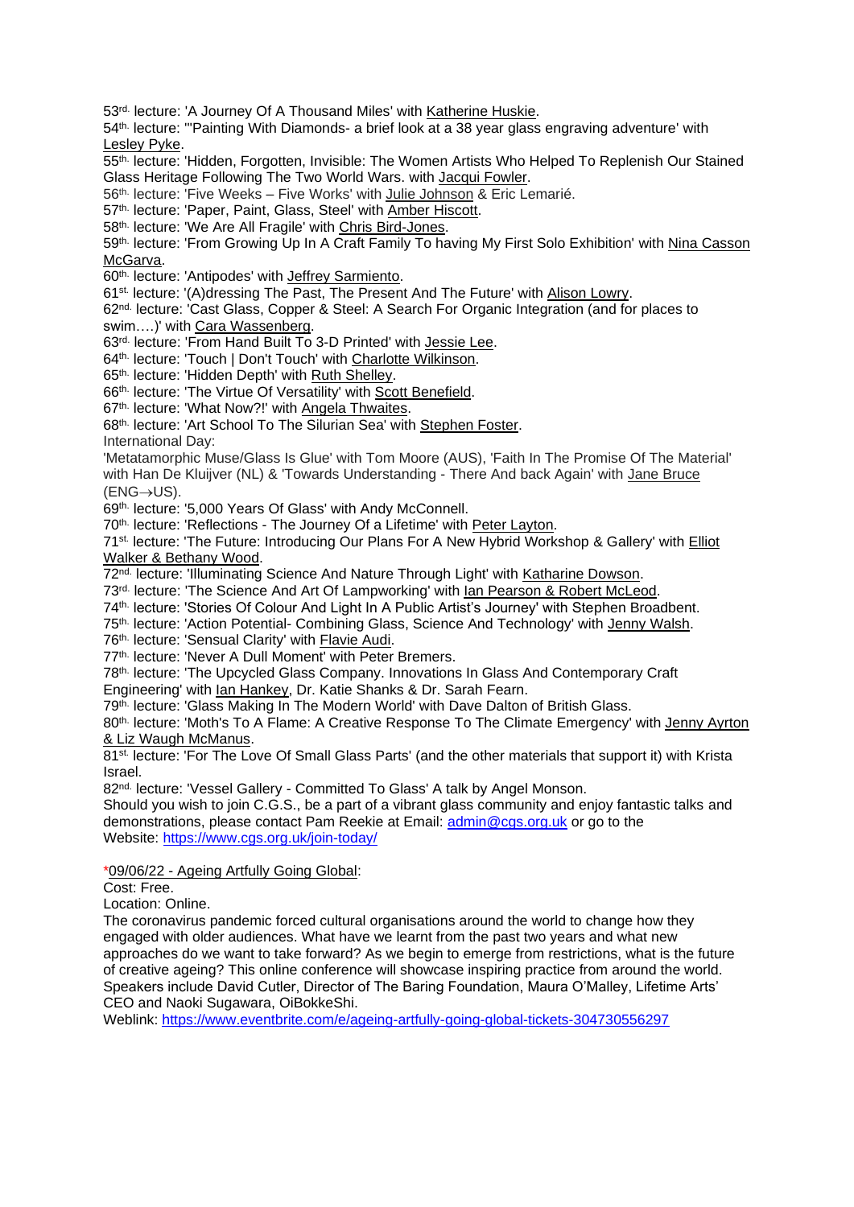53rd. lecture: 'A Journey Of A Thousand Miles' with Katherine Huskie.
54th. lecture: "'Painting With Diamonds- a brief look at a 38 year glass engraving adventure' with Lesley Pyke.
55th. lecture: 'Hidden, Forgotten, Invisible: The Women Artists Who Helped To Replenish Our Stained Glass Heritage Following The Two World Wars. with Jacqui Fowler.
56th. lecture: 'Five Weeks – Five Works' with Julie Johnson & Eric Lemarié.
57th. lecture: 'Paper, Paint, Glass, Steel' with Amber Hiscott.
58th. lecture: 'We Are All Fragile' with Chris Bird-Jones.
59th. lecture: 'From Growing Up In A Craft Family To having My First Solo Exhibition' with Nina Casson McGarva.
60th. lecture: 'Antipodes' with Jeffrey Sarmiento.
61st. lecture: '(A)dressing The Past, The Present And The Future' with Alison Lowry.
62nd. lecture: 'Cast Glass, Copper & Steel: A Search For Organic Integration (and for places to swim….)' with Cara Wassenberg.
63rd. lecture: 'From Hand Built To 3-D Printed' with Jessie Lee.
64th. lecture: 'Touch | Don't Touch' with Charlotte Wilkinson.
65th. lecture: 'Hidden Depth' with Ruth Shelley.
66th. lecture: 'The Virtue Of Versatility' with Scott Benefield.
67th. lecture: 'What Now?!' with Angela Thwaites.
68th. lecture: 'Art School To The Silurian Sea' with Stephen Foster.
International Day:
'Metatamorphic Muse/Glass Is Glue' with Tom Moore (AUS), 'Faith In The Promise Of The Material' with Han De Kluijver (NL) & 'Towards Understanding - There And back Again' with Jane Bruce (ENG→US).
69th. lecture: '5,000 Years Of Glass' with Andy McConnell.
70th. lecture: 'Reflections - The Journey Of a Lifetime' with Peter Layton.
71st. lecture: 'The Future: Introducing Our Plans For A New Hybrid Workshop & Gallery' with Elliot Walker & Bethany Wood.
72nd. lecture: 'Illuminating Science And Nature Through Light' with Katharine Dowson.
73rd. lecture: 'The Science And Art Of Lampworking' with Ian Pearson & Robert McLeod.
74th. lecture: 'Stories Of Colour And Light In A Public Artist's Journey' with Stephen Broadbent.
75th. lecture: 'Action Potential- Combining Glass, Science And Technology' with Jenny Walsh.
76th. lecture: 'Sensual Clarity' with Flavie Audi.
77th. lecture: 'Never A Dull Moment' with Peter Bremers.
78th. lecture: 'The Upcycled Glass Company. Innovations In Glass And Contemporary Craft Engineering' with Ian Hankey, Dr. Katie Shanks & Dr. Sarah Fearn.
79th. lecture: 'Glass Making In The Modern World' with Dave Dalton of British Glass.
80th. lecture: 'Moth's To A Flame: A Creative Response To The Climate Emergency' with Jenny Ayrton & Liz Waugh McManus.
81st. lecture: 'For The Love Of Small Glass Parts' (and the other materials that support it) with Krista Israel.
82nd. lecture: 'Vessel Gallery - Committed To Glass' A talk by Angel Monson.
Should you wish to join C.G.S., be a part of a vibrant glass community and enjoy fantastic talks and demonstrations, please contact Pam Reekie at Email: admin@cgs.org.uk or go to the Website: https://www.cgs.org.uk/join-today/

*09/06/22 - Ageing Artfully Going Global:
Cost: Free.
Location: Online.
The coronavirus pandemic forced cultural organisations around the world to change how they engaged with older audiences. What have we learnt from the past two years and what new approaches do we want to take forward? As we begin to emerge from restrictions, what is the future of creative ageing? This online conference will showcase inspiring practice from around the world. Speakers include David Cutler, Director of The Baring Foundation, Maura O'Malley, Lifetime Arts' CEO and Naoki Sugawara, OiBokkeShi.
Weblink: https://www.eventbrite.com/e/ageing-artfully-going-global-tickets-304730556297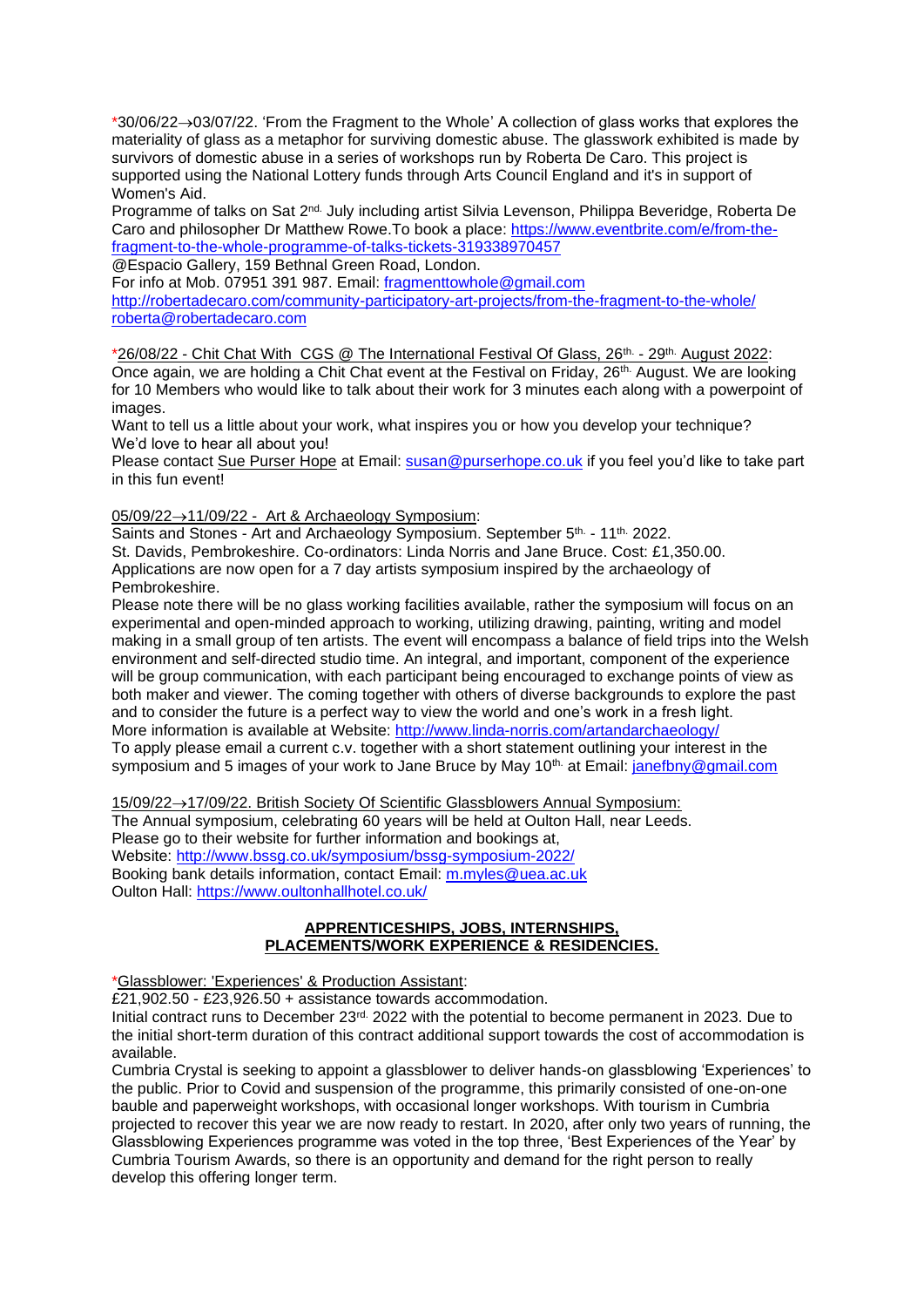*30/06/22→03/07/22. 'From the Fragment to the Whole' A collection of glass works that explores the materiality of glass as a metaphor for surviving domestic abuse. The glasswork exhibited is made by survivors of domestic abuse in a series of workshops run by Roberta De Caro. This project is supported using the National Lottery funds through Arts Council England and it's in support of Women's Aid.
Programme of talks on Sat 2nd. July including artist Silvia Levenson, Philippa Beveridge, Roberta De Caro and philosopher Dr Matthew Rowe.To book a place: https://www.eventbrite.com/e/from-the-fragment-to-the-whole-programme-of-talks-tickets-319338970457
@Espacio Gallery, 159 Bethnal Green Road, London.
For info at Mob. 07951 391 987. Email: fragmenttowhole@gmail.com
http://robertadecaro.com/community-participatory-art-projects/from-the-fragment-to-the-whole/
roberta@robertadecaro.com

*26/08/22 - Chit Chat With CGS @ The International Festival Of Glass, 26th. - 29th. August 2022:
Once again, we are holding a Chit Chat event at the Festival on Friday, 26th. August. We are looking for 10 Members who would like to talk about their work for 3 minutes each along with a powerpoint of images.
Want to tell us a little about your work, what inspires you or how you develop your technique? We'd love to hear all about you!
Please contact Sue Purser Hope at Email: susan@purserhope.co.uk if you feel you'd like to take part in this fun event!

05/09/22→11/09/22 - Art & Archaeology Symposium:
Saints and Stones - Art and Archaeology Symposium. September 5th. - 11th. 2022.
St. Davids, Pembrokeshire. Co-ordinators: Linda Norris and Jane Bruce. Cost: £1,350.00.
Applications are now open for a 7 day artists symposium inspired by the archaeology of Pembrokeshire.
Please note there will be no glass working facilities available, rather the symposium will focus on an experimental and open-minded approach to working, utilizing drawing, painting, writing and model making in a small group of ten artists. The event will encompass a balance of field trips into the Welsh environment and self-directed studio time. An integral, and important, component of the experience will be group communication, with each participant being encouraged to exchange points of view as both maker and viewer. The coming together with others of diverse backgrounds to explore the past and to consider the future is a perfect way to view the world and one's work in a fresh light.
More information is available at Website: http://www.linda-norris.com/artandarchaeology/
To apply please email a current c.v. together with a short statement outlining your interest in the symposium and 5 images of your work to Jane Bruce by May 10th. at Email: janefbny@gmail.com

15/09/22→17/09/22. British Society Of Scientific Glassblowers Annual Symposium:
The Annual symposium, celebrating 60 years will be held at Oulton Hall, near Leeds.
Please go to their website for further information and bookings at,
Website: http://www.bssg.co.uk/symposium/bssg-symposium-2022/
Booking bank details information, contact Email: m.myles@uea.ac.uk
Oulton Hall: https://www.oultonhallhotel.co.uk/

## APPRENTICESHIPS, JOBS, INTERNSHIPS, PLACEMENTS/WORK EXPERIENCE & RESIDENCIES.

*Glassblower: 'Experiences' & Production Assistant:
£21,902.50 - £23,926.50 + assistance towards accommodation.
Initial contract runs to December 23rd. 2022 with the potential to become permanent in 2023. Due to the initial short-term duration of this contract additional support towards the cost of accommodation is available.
Cumbria Crystal is seeking to appoint a glassblower to deliver hands-on glassblowing 'Experiences' to the public. Prior to Covid and suspension of the programme, this primarily consisted of one-on-one bauble and paperweight workshops, with occasional longer workshops. With tourism in Cumbria projected to recover this year we are now ready to restart. In 2020, after only two years of running, the Glassblowing Experiences programme was voted in the top three, 'Best Experiences of the Year' by Cumbria Tourism Awards, so there is an opportunity and demand for the right person to really develop this offering longer term.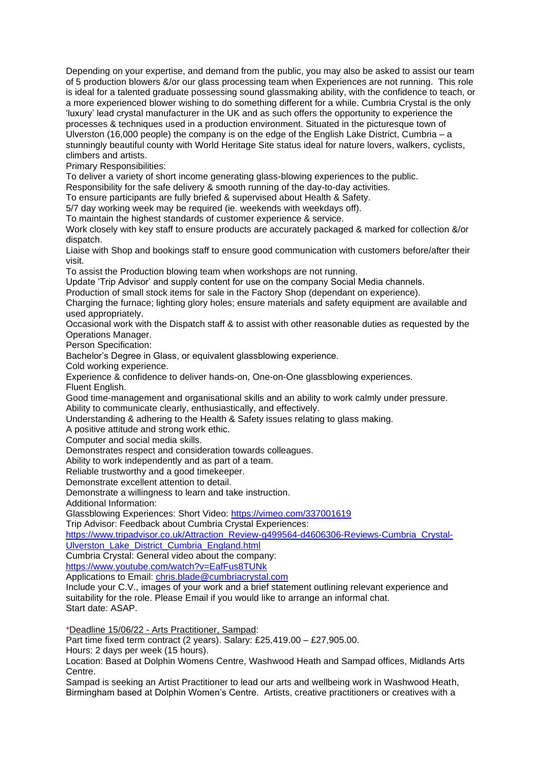Depending on your expertise, and demand from the public, you may also be asked to assist our team of 5 production blowers &/or our glass processing team when Experiences are not running. This role is ideal for a talented graduate possessing sound glassmaking ability, with the confidence to teach, or a more experienced blower wishing to do something different for a while. Cumbria Crystal is the only 'luxury' lead crystal manufacturer in the UK and as such offers the opportunity to experience the processes & techniques used in a production environment. Situated in the picturesque town of Ulverston (16,000 people) the company is on the edge of the English Lake District, Cumbria – a stunningly beautiful county with World Heritage Site status ideal for nature lovers, walkers, cyclists, climbers and artists.

Primary Responsibilities:

To deliver a variety of short income generating glass-blowing experiences to the public.

Responsibility for the safe delivery & smooth running of the day-to-day activities.

To ensure participants are fully briefed & supervised about Health & Safety.

5/7 day working week may be required (ie. weekends with weekdays off).

To maintain the highest standards of customer experience & service.

Work closely with key staff to ensure products are accurately packaged & marked for collection &/or dispatch.

Liaise with Shop and bookings staff to ensure good communication with customers before/after their visit.

To assist the Production blowing team when workshops are not running.

Update 'Trip Advisor' and supply content for use on the company Social Media channels.

Production of small stock items for sale in the Factory Shop (dependant on experience).

Charging the furnace; lighting glory holes; ensure materials and safety equipment are available and used appropriately.

Occasional work with the Dispatch staff & to assist with other reasonable duties as requested by the Operations Manager.

Person Specification:

Bachelor's Degree in Glass, or equivalent glassblowing experience.

Cold working experience.

Experience & confidence to deliver hands-on, One-on-One glassblowing experiences.

Fluent English.

Good time-management and organisational skills and an ability to work calmly under pressure.

Ability to communicate clearly, enthusiastically, and effectively.

Understanding & adhering to the Health & Safety issues relating to glass making.

A positive attitude and strong work ethic.

Computer and social media skills.

Demonstrates respect and consideration towards colleagues.

Ability to work independently and as part of a team.

Reliable trustworthy and a good timekeeper.

Demonstrate excellent attention to detail.

Demonstrate a willingness to learn and take instruction.

Additional Information:

Glassblowing Experiences: Short Video: https://vimeo.com/337001619

Trip Advisor: Feedback about Cumbria Crystal Experiences:

https://www.tripadvisor.co.uk/Attraction_Review-g499564-d4606306-Reviews-Cumbria_Crystal-Ulverston_Lake_District_Cumbria_England.html

Cumbria Crystal: General video about the company:

https://www.youtube.com/watch?v=EafFus8TUNk

Applications to Email: chris.blade@cumbriacrystal.com

Include your C.V., images of your work and a brief statement outlining relevant experience and suitability for the role. Please Email if you would like to arrange an informal chat.

Start date: ASAP.

*Deadline 15/06/22 - Arts Practitioner, Sampad:

Part time fixed term contract (2 years). Salary: £25,419.00 – £27,905.00.

Hours: 2 days per week (15 hours).

Location: Based at Dolphin Womens Centre, Washwood Heath and Sampad offices, Midlands Arts Centre.

Sampad is seeking an Artist Practitioner to lead our arts and wellbeing work in Washwood Heath, Birmingham based at Dolphin Women's Centre. Artists, creative practitioners or creatives with a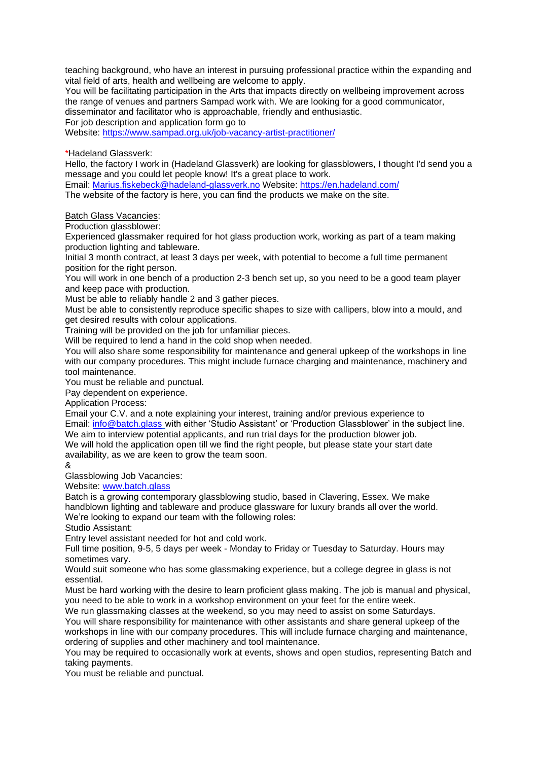teaching background, who have an interest in pursuing professional practice within the expanding and vital field of arts, health and wellbeing are welcome to apply.
You will be facilitating participation in the Arts that impacts directly on wellbeing improvement across the range of venues and partners Sampad work with. We are looking for a good communicator, disseminator and facilitator who is approachable, friendly and enthusiastic.
For job description and application form go to
Website: [https://www.sampad.org.uk/job-vacancy-artist-practitioner/](https://www.sampad.org.uk/job-vacancy-artist-practitioner/)

*Hadeland Glassverk:
Hello, the factory I work in (Hadeland Glassverk) are looking for glassblowers, I thought I'd send you a message and you could let people know! It's a great place to work.
Email: [Marius.fiskebeck@hadeland-glassverk.no](mailto:Marius.fiskebeck@hadeland-glassverk.no) Website: [https://en.hadeland.com/](https://en.hadeland.com/)
The website of the factory is here, you can find the products we make on the site.

Batch Glass Vacancies:
Production glassblower:
Experienced glassmaker required for hot glass production work, working as part of a team making production lighting and tableware.
Initial 3 month contract, at least 3 days per week, with potential to become a full time permanent position for the right person.
You will work in one bench of a production 2-3 bench set up, so you need to be a good team player and keep pace with production.
Must be able to reliably handle 2 and 3 gather pieces.
Must be able to consistently reproduce specific shapes to size with callipers, blow into a mould, and get desired results with colour applications.
Training will be provided on the job for unfamiliar pieces.
Will be required to lend a hand in the cold shop when needed.
You will also share some responsibility for maintenance and general upkeep of the workshops in line with our company procedures. This might include furnace charging and maintenance, machinery and tool maintenance.
You must be reliable and punctual.
Pay dependent on experience.
Application Process:
Email your C.V. and a note explaining your interest, training and/or previous experience to
Email: [info@batch.glass](mailto:info@batch.glass) with either 'Studio Assistant' or 'Production Glassblower' in the subject line.
We aim to interview potential applicants, and run trial days for the production blower job.
We will hold the application open till we find the right people, but please state your start date availability, as we are keen to grow the team soon.
&
Glassblowing Job Vacancies:
Website: [www.batch.glass](http://www.batch.glass)
Batch is a growing contemporary glassblowing studio, based in Clavering, Essex. We make handblown lighting and tableware and produce glassware for luxury brands all over the world.
We're looking to expand our team with the following roles:
Studio Assistant:
Entry level assistant needed for hot and cold work.
Full time position, 9-5, 5 days per week - Monday to Friday or Tuesday to Saturday. Hours may sometimes vary.
Would suit someone who has some glassmaking experience, but a college degree in glass is not essential.
Must be hard working with the desire to learn proficient glass making. The job is manual and physical, you need to be able to work in a workshop environment on your feet for the entire week.
We run glassmaking classes at the weekend, so you may need to assist on some Saturdays.
You will share responsibility for maintenance with other assistants and share general upkeep of the workshops in line with our company procedures. This will include furnace charging and maintenance, ordering of supplies and other machinery and tool maintenance.
You may be required to occasionally work at events, shows and open studios, representing Batch and taking payments.
You must be reliable and punctual.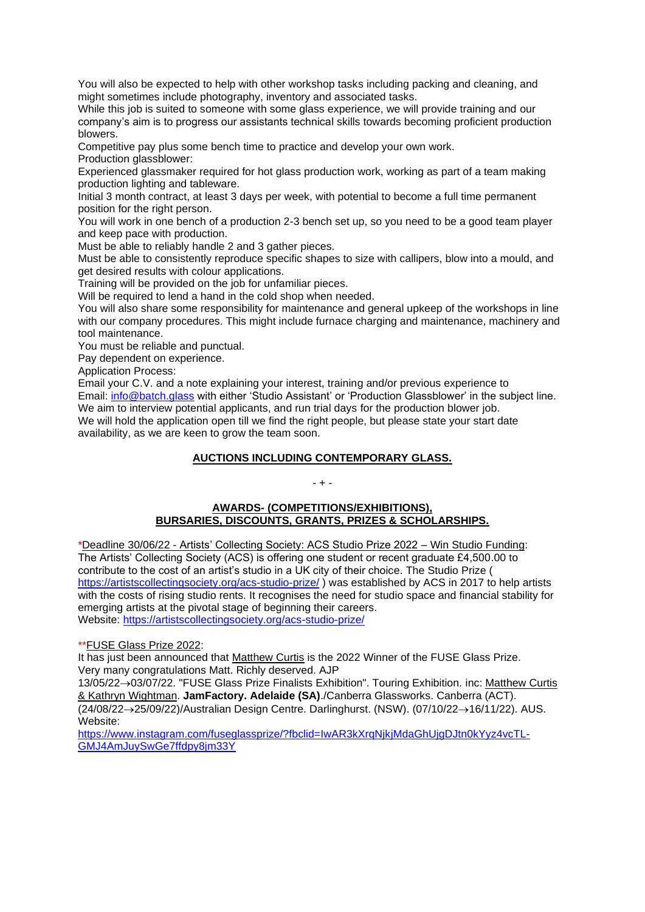You will also be expected to help with other workshop tasks including packing and cleaning, and might sometimes include photography, inventory and associated tasks.
While this job is suited to someone with some glass experience, we will provide training and our company's aim is to progress our assistants technical skills towards becoming proficient production blowers.
Competitive pay plus some bench time to practice and develop your own work.
Production glassblower:
Experienced glassmaker required for hot glass production work, working as part of a team making production lighting and tableware.
Initial 3 month contract, at least 3 days per week, with potential to become a full time permanent position for the right person.
You will work in one bench of a production 2-3 bench set up, so you need to be a good team player and keep pace with production.
Must be able to reliably handle 2 and 3 gather pieces.
Must be able to consistently reproduce specific shapes to size with callipers, blow into a mould, and get desired results with colour applications.
Training will be provided on the job for unfamiliar pieces.
Will be required to lend a hand in the cold shop when needed.
You will also share some responsibility for maintenance and general upkeep of the workshops in line with our company procedures. This might include furnace charging and maintenance, machinery and tool maintenance.
You must be reliable and punctual.
Pay dependent on experience.
Application Process:
Email your C.V. and a note explaining your interest, training and/or previous experience to
Email: info@batch.glass with either 'Studio Assistant' or 'Production Glassblower' in the subject line.
We aim to interview potential applicants, and run trial days for the production blower job.
We will hold the application open till we find the right people, but please state your start date availability, as we are keen to grow the team soon.

## AUCTIONS INCLUDING CONTEMPORARY GLASS.

\- + -

## AWARDS- (COMPETITIONS/EXHIBITIONS), BURSARIES, DISCOUNTS, GRANTS, PRIZES & SCHOLARSHIPS.

*Deadline 30/06/22 - Artists' Collecting Society: ACS Studio Prize 2022 – Win Studio Funding:
The Artists' Collecting Society (ACS) is offering one student or recent graduate £4,500.00 to contribute to the cost of an artist's studio in a UK city of their choice. The Studio Prize ( https://artistscollectingsociety.org/acs-studio-prize/ ) was established by ACS in 2017 to help artists with the costs of rising studio rents. It recognises the need for studio space and financial stability for emerging artists at the pivotal stage of beginning their careers.
Website: https://artistscollectingsociety.org/acs-studio-prize/

**FUSE Glass Prize 2022:
It has just been announced that Matthew Curtis is the 2022 Winner of the FUSE Glass Prize.
Very many congratulations Matt. Richly deserved. AJP
13/05/22→03/07/22. "FUSE Glass Prize Finalists Exhibition". Touring Exhibition. inc: Matthew Curtis & Kathryn Wightman. **JamFactory. Adelaide (SA)**./Canberra Glassworks. Canberra (ACT). (24/08/22→25/09/22)/Australian Design Centre. Darlinghurst. (NSW). (07/10/22→16/11/22). AUS.
Website:
https://www.instagram.com/fuseglassprize/?fbclid=IwAR3kXrqNjkjMdaGhUjgDJtn0kYyz4vcTL-GMJ4AmJuySwGe7ffdpy8jm33Y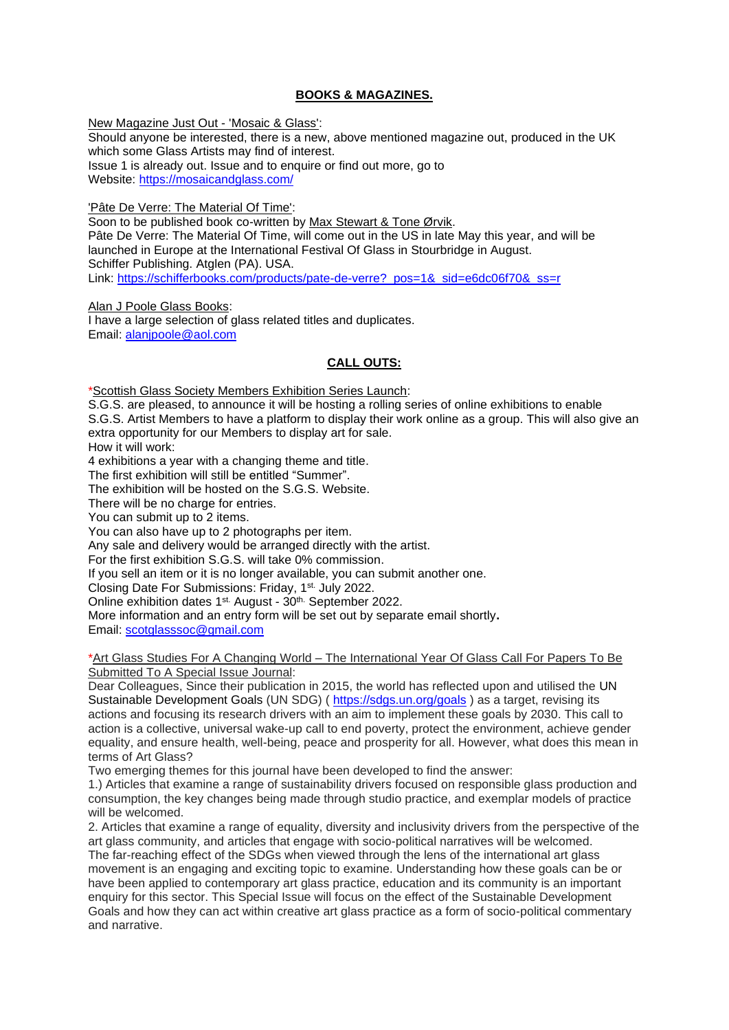## BOOKS & MAGAZINES.

New Magazine Just Out - 'Mosaic & Glass':
Should anyone be interested, there is a new, above mentioned magazine out, produced in the UK which some Glass Artists may find of interest.
Issue 1 is already out. Issue and to enquire or find out more, go to
Website: https://mosaicandglass.com/

'Pâte De Verre: The Material Of Time':
Soon to be published book co-written by Max Stewart & Tone Ørvik.
Pâte De Verre: The Material Of Time, will come out in the US in late May this year, and will be launched in Europe at the International Festival Of Glass in Stourbridge in August.
Schiffer Publishing. Atglen (PA). USA.
Link: https://schifferbooks.com/products/pate-de-verre?_pos=1&_sid=e6dc06f70&_ss=r

Alan J Poole Glass Books:
I have a large selection of glass related titles and duplicates.
Email: alanjpoole@aol.com

## CALL OUTS:

*Scottish Glass Society Members Exhibition Series Launch:
S.G.S. are pleased, to announce it will be hosting a rolling series of online exhibitions to enable S.G.S. Artist Members to have a platform to display their work online as a group. This will also give an extra opportunity for our Members to display art for sale.
How it will work:
4 exhibitions a year with a changing theme and title.
The first exhibition will still be entitled "Summer".
The exhibition will be hosted on the S.G.S. Website.
There will be no charge for entries.
You can submit up to 2 items.
You can also have up to 2 photographs per item.
Any sale and delivery would be arranged directly with the artist.
For the first exhibition S.G.S. will take 0% commission.
If you sell an item or it is no longer available, you can submit another one.
Closing Date For Submissions: Friday, 1st. July 2022.
Online exhibition dates 1st. August - 30th. September 2022.
More information and an entry form will be set out by separate email shortly.
Email: scotglasssoc@gmail.com

*Art Glass Studies For A Changing World – The International Year Of Glass Call For Papers To Be Submitted To A Special Issue Journal:
Dear Colleagues, Since their publication in 2015, the world has reflected upon and utilised the UN Sustainable Development Goals (UN SDG) ( https://sdgs.un.org/goals ) as a target, revising its actions and focusing its research drivers with an aim to implement these goals by 2030. This call to action is a collective, universal wake-up call to end poverty, protect the environment, achieve gender equality, and ensure health, well-being, peace and prosperity for all. However, what does this mean in terms of Art Glass?
Two emerging themes for this journal have been developed to find the answer:
1.) Articles that examine a range of sustainability drivers focused on responsible glass production and consumption, the key changes being made through studio practice, and exemplar models of practice will be welcomed.
2. Articles that examine a range of equality, diversity and inclusivity drivers from the perspective of the art glass community, and articles that engage with socio-political narratives will be welcomed.
The far-reaching effect of the SDGs when viewed through the lens of the international art glass movement is an engaging and exciting topic to examine. Understanding how these goals can be or have been applied to contemporary art glass practice, education and its community is an important enquiry for this sector. This Special Issue will focus on the effect of the Sustainable Development Goals and how they can act within creative art glass practice as a form of socio-political commentary and narrative.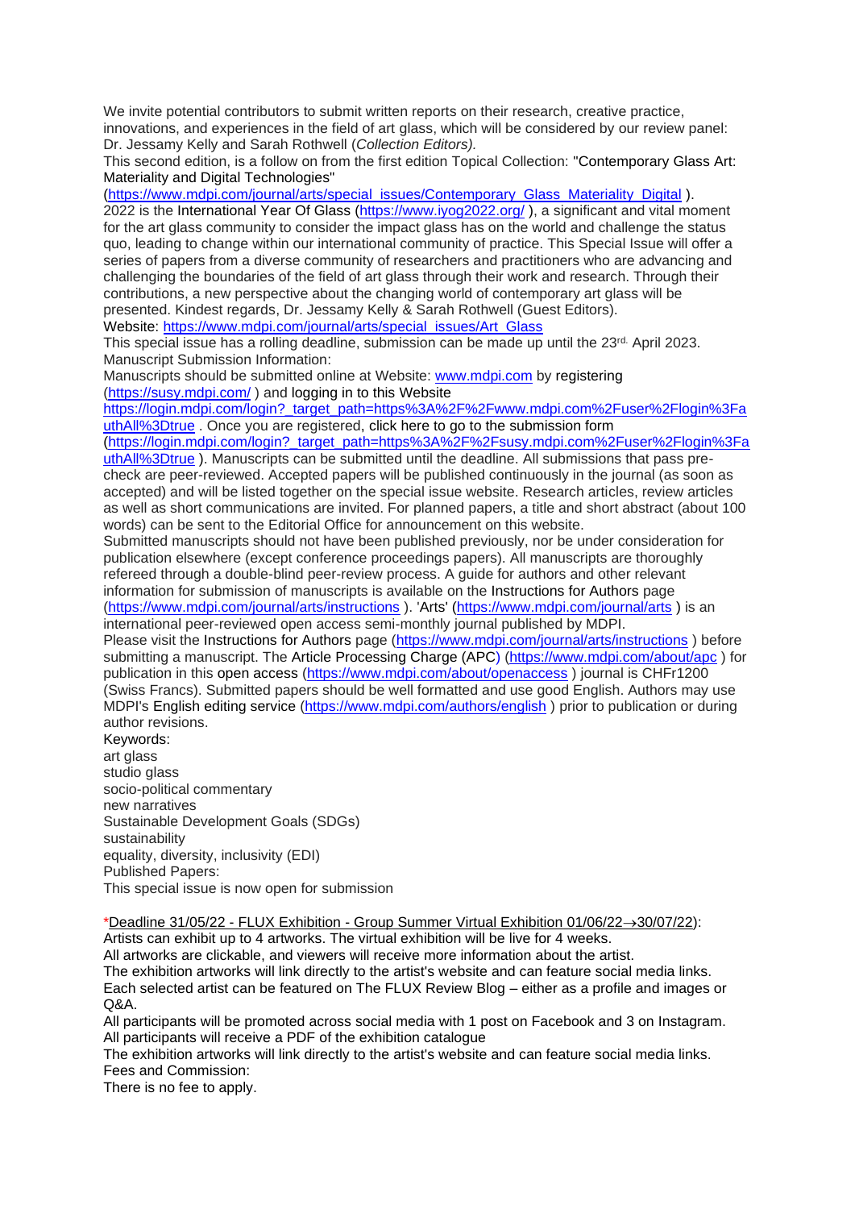We invite potential contributors to submit written reports on their research, creative practice, innovations, and experiences in the field of art glass, which will be considered by our review panel: Dr. Jessamy Kelly and Sarah Rothwell (*Collection Editors).*

This second edition, is a follow on from the first edition Topical Collection: "Contemporary Glass Art: Materiality and Digital Technologies" (https://www.mdpi.com/journal/arts/special_issues/Contemporary_Glass_Materiality_Digital ).

2022 is the International Year Of Glass (https://www.iyog2022.org/ ), a significant and vital moment for the art glass community to consider the impact glass has on the world and challenge the status quo, leading to change within our international community of practice. This Special Issue will offer a series of papers from a diverse community of researchers and practitioners who are advancing and challenging the boundaries of the field of art glass through their work and research. Through their contributions, a new perspective about the changing world of contemporary art glass will be presented. Kindest regards, Dr. Jessamy Kelly & Sarah Rothwell (Guest Editors).

Website: https://www.mdpi.com/journal/arts/special_issues/Art_Glass

This special issue has a rolling deadline, submission can be made up until the 23rd. April 2023.

Manuscript Submission Information:

Manuscripts should be submitted online at Website: www.mdpi.com by registering (https://susy.mdpi.com/ ) and logging in to this Website https://login.mdpi.com/login?_target_path=https%3A%2F%2Fwww.mdpi.com%2Fuser%2Flogin%3FauthAll%3Dtrue . Once you are registered, click here to go to the submission form (https://login.mdpi.com/login?_target_path=https%3A%2F%2Fsusy.mdpi.com%2Fuser%2Flogin%3FauthAll%3Dtrue ). Manuscripts can be submitted until the deadline. All submissions that pass pre-check are peer-reviewed. Accepted papers will be published continuously in the journal (as soon as accepted) and will be listed together on the special issue website. Research articles, review articles as well as short communications are invited. For planned papers, a title and short abstract (about 100 words) can be sent to the Editorial Office for announcement on this website.

Submitted manuscripts should not have been published previously, nor be under consideration for publication elsewhere (except conference proceedings papers). All manuscripts are thoroughly refereed through a double-blind peer-review process. A guide for authors and other relevant information for submission of manuscripts is available on the Instructions for Authors page (https://www.mdpi.com/journal/arts/instructions ). 'Arts' (https://www.mdpi.com/journal/arts ) is an international peer-reviewed open access semi-monthly journal published by MDPI.

Please visit the Instructions for Authors page (https://www.mdpi.com/journal/arts/instructions ) before submitting a manuscript. The Article Processing Charge (APC) (https://www.mdpi.com/about/apc ) for publication in this open access (https://www.mdpi.com/about/openaccess ) journal is CHFr1200 (Swiss Francs). Submitted papers should be well formatted and use good English. Authors may use MDPI's English editing service (https://www.mdpi.com/authors/english ) prior to publication or during author revisions.

Keywords:

art glass
studio glass
socio-political commentary
new narratives
Sustainable Development Goals (SDGs)
sustainability
equality, diversity, inclusivity (EDI)

Published Papers:

This special issue is now open for submission

*Deadline 31/05/22 - FLUX Exhibition - Group Summer Virtual Exhibition 01/06/22→30/07/22):

Artists can exhibit up to 4 artworks. The virtual exhibition will be live for 4 weeks.

All artworks are clickable, and viewers will receive more information about the artist.

The exhibition artworks will link directly to the artist's website and can feature social media links.

Each selected artist can be featured on The FLUX Review Blog – either as a profile and images or Q&A.

All participants will be promoted across social media with 1 post on Facebook and 3 on Instagram.

All participants will receive a PDF of the exhibition catalogue

The exhibition artworks will link directly to the artist's website and can feature social media links.

Fees and Commission:

There is no fee to apply.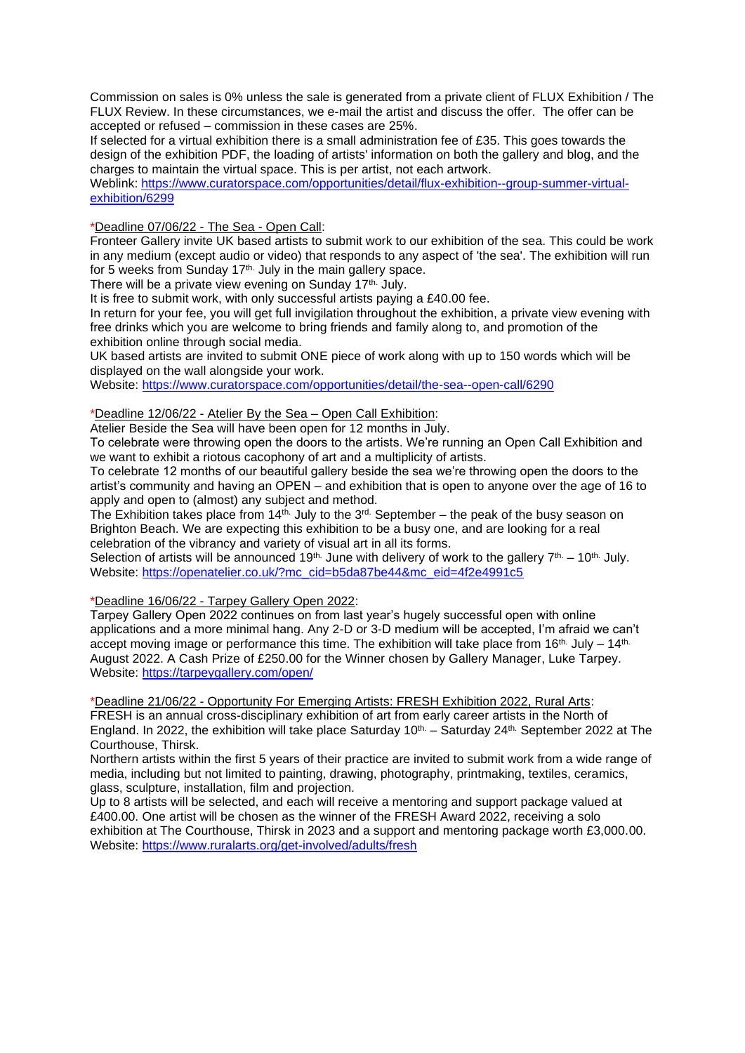Commission on sales is 0% unless the sale is generated from a private client of FLUX Exhibition / The FLUX Review. In these circumstances, we e-mail the artist and discuss the offer. The offer can be accepted or refused – commission in these cases are 25%.
If selected for a virtual exhibition there is a small administration fee of £35. This goes towards the design of the exhibition PDF, the loading of artists' information on both the gallery and blog, and the charges to maintain the virtual space. This is per artist, not each artwork.
Weblink: https://www.curatorspace.com/opportunities/detail/flux-exhibition--group-summer-virtual-exhibition/6299

*Deadline 07/06/22 - The Sea - Open Call:
Fronteer Gallery invite UK based artists to submit work to our exhibition of the sea. This could be work in any medium (except audio or video) that responds to any aspect of 'the sea'. The exhibition will run for 5 weeks from Sunday 17th. July in the main gallery space.
There will be a private view evening on Sunday 17th. July.
It is free to submit work, with only successful artists paying a £40.00 fee.
In return for your fee, you will get full invigilation throughout the exhibition, a private view evening with free drinks which you are welcome to bring friends and family along to, and promotion of the exhibition online through social media.
UK based artists are invited to submit ONE piece of work along with up to 150 words which will be displayed on the wall alongside your work.
Website: https://www.curatorspace.com/opportunities/detail/the-sea--open-call/6290

*Deadline 12/06/22 - Atelier By the Sea – Open Call Exhibition:
Atelier Beside the Sea will have been open for 12 months in July.
To celebrate were throwing open the doors to the artists. We're running an Open Call Exhibition and we want to exhibit a riotous cacophony of art and a multiplicity of artists.
To celebrate 12 months of our beautiful gallery beside the sea we're throwing open the doors to the artist's community and having an OPEN – and exhibition that is open to anyone over the age of 16 to apply and open to (almost) any subject and method.
The Exhibition takes place from 14th. July to the 3rd. September – the peak of the busy season on Brighton Beach. We are expecting this exhibition to be a busy one, and are looking for a real celebration of the vibrancy and variety of visual art in all its forms.
Selection of artists will be announced 19th. June with delivery of work to the gallery 7th. – 10th. July.
Website: https://openatelier.co.uk/?mc_cid=b5da87be44&mc_eid=4f2e4991c5

*Deadline 16/06/22 - Tarpey Gallery Open 2022:
Tarpey Gallery Open 2022 continues on from last year's hugely successful open with online applications and a more minimal hang. Any 2-D or 3-D medium will be accepted, I'm afraid we can't accept moving image or performance this time. The exhibition will take place from 16th. July – 14th. August 2022. A Cash Prize of £250.00 for the Winner chosen by Gallery Manager, Luke Tarpey.
Website: https://tarpeygallery.com/open/

*Deadline 21/06/22 - Opportunity For Emerging Artists: FRESH Exhibition 2022, Rural Arts:
FRESH is an annual cross-disciplinary exhibition of art from early career artists in the North of England. In 2022, the exhibition will take place Saturday 10th. – Saturday 24th. September 2022 at The Courthouse, Thirsk.
Northern artists within the first 5 years of their practice are invited to submit work from a wide range of media, including but not limited to painting, drawing, photography, printmaking, textiles, ceramics, glass, sculpture, installation, film and projection.
Up to 8 artists will be selected, and each will receive a mentoring and support package valued at £400.00. One artist will be chosen as the winner of the FRESH Award 2022, receiving a solo exhibition at The Courthouse, Thirsk in 2023 and a support and mentoring package worth £3,000.00.
Website: https://www.ruralarts.org/get-involved/adults/fresh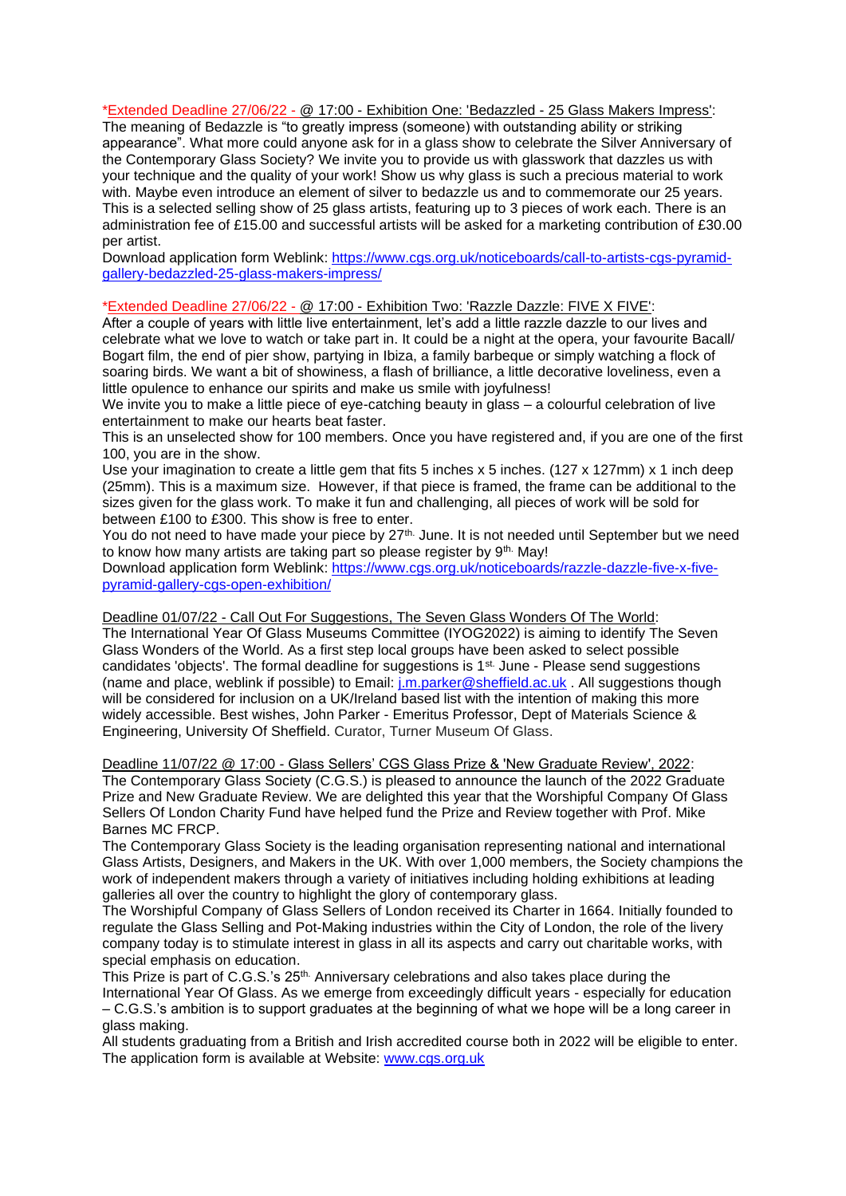*Extended Deadline 27/06/22 - @ 17:00 - Exhibition One: 'Bedazzled - 25 Glass Makers Impress':
The meaning of Bedazzle is "to greatly impress (someone) with outstanding ability or striking appearance". What more could anyone ask for in a glass show to celebrate the Silver Anniversary of the Contemporary Glass Society? We invite you to provide us with glasswork that dazzles us with your technique and the quality of your work! Show us why glass is such a precious material to work with. Maybe even introduce an element of silver to bedazzle us and to commemorate our 25 years. This is a selected selling show of 25 glass artists, featuring up to 3 pieces of work each. There is an administration fee of £15.00 and successful artists will be asked for a marketing contribution of £30.00 per artist.
Download application form Weblink: [https://www.cgs.org.uk/noticeboards/call-to-artists-cgs-pyramid-gallery-bedazzled-25-glass-makers-impress/](https://www.cgs.org.uk/noticeboards/call-to-artists-cgs-pyramid-gallery-bedazzled-25-glass-makers-impress/)

*Extended Deadline 27/06/22 - @ 17:00 - Exhibition Two: 'Razzle Dazzle: FIVE X FIVE':
After a couple of years with little live entertainment, let's add a little razzle dazzle to our lives and celebrate what we love to watch or take part in. It could be a night at the opera, your favourite Bacall/ Bogart film, the end of pier show, partying in Ibiza, a family barbeque or simply watching a flock of soaring birds. We want a bit of showiness, a flash of brilliance, a little decorative loveliness, even a little opulence to enhance our spirits and make us smile with joyfulness!
We invite you to make a little piece of eye-catching beauty in glass – a colourful celebration of live entertainment to make our hearts beat faster.
This is an unselected show for 100 members. Once you have registered and, if you are one of the first 100, you are in the show.
Use your imagination to create a little gem that fits 5 inches x 5 inches. (127 x 127mm) x 1 inch deep (25mm). This is a maximum size. However, if that piece is framed, the frame can be additional to the sizes given for the glass work. To make it fun and challenging, all pieces of work will be sold for between £100 to £300. This show is free to enter.
You do not need to have made your piece by 27th. June. It is not needed until September but we need to know how many artists are taking part so please register by 9th. May!
Download application form Weblink: [https://www.cgs.org.uk/noticeboards/razzle-dazzle-five-x-five-pyramid-gallery-cgs-open-exhibition/](https://www.cgs.org.uk/noticeboards/razzle-dazzle-five-x-five-pyramid-gallery-cgs-open-exhibition/)

Deadline 01/07/22 - Call Out For Suggestions, The Seven Glass Wonders Of The World:
The International Year Of Glass Museums Committee (IYOG2022) is aiming to identify The Seven Glass Wonders of the World. As a first step local groups have been asked to select possible candidates 'objects'. The formal deadline for suggestions is 1st. June - Please send suggestions (name and place, weblink if possible) to Email: [j.m.parker@sheffield.ac.uk](mailto:j.m.parker@sheffield.ac.uk) . All suggestions though will be considered for inclusion on a UK/Ireland based list with the intention of making this more widely accessible. Best wishes, John Parker - Emeritus Professor, Dept of Materials Science & Engineering, University Of Sheffield. Curator, Turner Museum Of Glass.

Deadline 11/07/22 @ 17:00 - Glass Sellers' CGS Glass Prize & 'New Graduate Review', 2022:
The Contemporary Glass Society (C.G.S.) is pleased to announce the launch of the 2022 Graduate Prize and New Graduate Review. We are delighted this year that the Worshipful Company Of Glass Sellers Of London Charity Fund have helped fund the Prize and Review together with Prof. Mike Barnes MC FRCP.
The Contemporary Glass Society is the leading organisation representing national and international Glass Artists, Designers, and Makers in the UK. With over 1,000 members, the Society champions the work of independent makers through a variety of initiatives including holding exhibitions at leading galleries all over the country to highlight the glory of contemporary glass.
The Worshipful Company of Glass Sellers of London received its Charter in 1664. Initially founded to regulate the Glass Selling and Pot-Making industries within the City of London, the role of the livery company today is to stimulate interest in glass in all its aspects and carry out charitable works, with special emphasis on education.
This Prize is part of C.G.S.'s 25th. Anniversary celebrations and also takes place during the International Year Of Glass. As we emerge from exceedingly difficult years - especially for education – C.G.S.'s ambition is to support graduates at the beginning of what we hope will be a long career in glass making.
All students graduating from a British and Irish accredited course both in 2022 will be eligible to enter. The application form is available at Website: [www.cgs.org.uk](http://www.cgs.org.uk)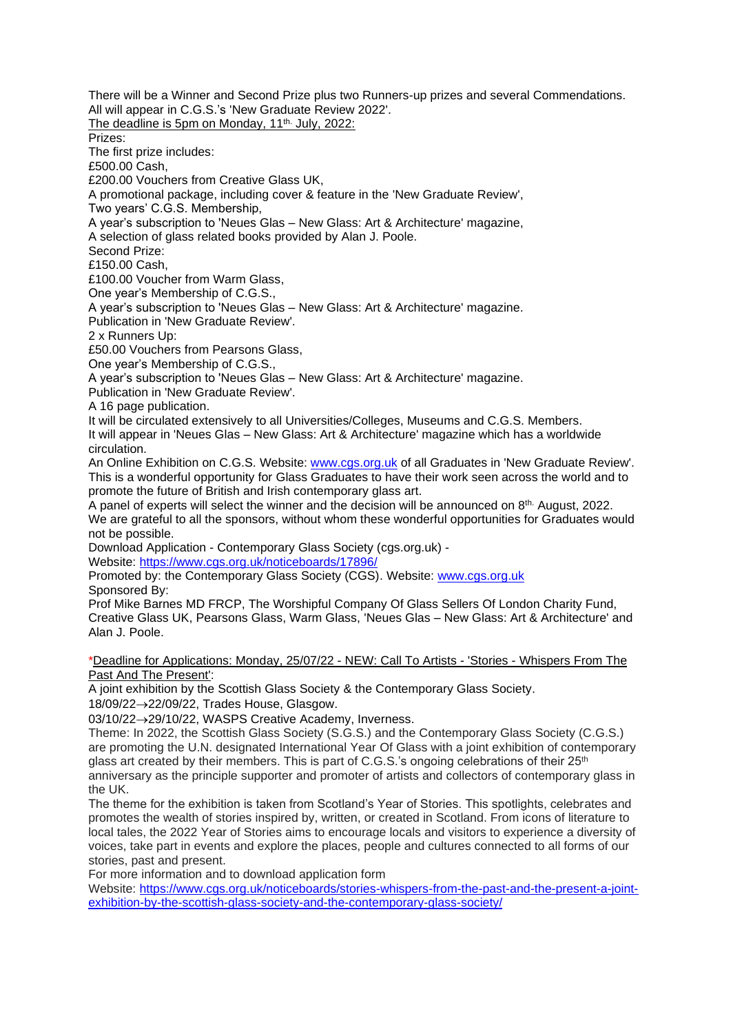There will be a Winner and Second Prize plus two Runners-up prizes and several Commendations. All will appear in C.G.S.'s 'New Graduate Review 2022'.

The deadline is 5pm on Monday, 11th. July, 2022:

Prizes:

The first prize includes:

£500.00 Cash,

£200.00 Vouchers from Creative Glass UK,

A promotional package, including cover & feature in the 'New Graduate Review',

Two years' C.G.S. Membership,

A year's subscription to 'Neues Glas – New Glass: Art & Architecture' magazine,

A selection of glass related books provided by Alan J. Poole.

Second Prize:

£150.00 Cash,

£100.00 Voucher from Warm Glass,

One year's Membership of C.G.S.,

A year's subscription to 'Neues Glas – New Glass: Art & Architecture' magazine.

Publication in 'New Graduate Review'.

2 x Runners Up:

£50.00 Vouchers from Pearsons Glass,

One year's Membership of C.G.S.,

A year's subscription to 'Neues Glas – New Glass: Art & Architecture' magazine.

Publication in 'New Graduate Review'.

A 16 page publication.

It will be circulated extensively to all Universities/Colleges, Museums and C.G.S. Members.

It will appear in 'Neues Glas – New Glass: Art & Architecture' magazine which has a worldwide circulation.

An Online Exhibition on C.G.S. Website: www.cgs.org.uk of all Graduates in 'New Graduate Review'.

This is a wonderful opportunity for Glass Graduates to have their work seen across the world and to promote the future of British and Irish contemporary glass art.

A panel of experts will select the winner and the decision will be announced on 8th. August, 2022.

We are grateful to all the sponsors, without whom these wonderful opportunities for Graduates would not be possible.

Download Application - Contemporary Glass Society (cgs.org.uk) -

Website: https://www.cgs.org.uk/noticeboards/17896/

Promoted by: the Contemporary Glass Society (CGS). Website: www.cgs.org.uk

Sponsored By:

Prof Mike Barnes MD FRCP, The Worshipful Company Of Glass Sellers Of London Charity Fund, Creative Glass UK, Pearsons Glass, Warm Glass, 'Neues Glas – New Glass: Art & Architecture' and Alan J. Poole.

*Deadline for Applications: Monday, 25/07/22 - NEW: Call To Artists - 'Stories - Whispers From The Past And The Present':

A joint exhibition by the Scottish Glass Society & the Contemporary Glass Society.

18/09/22→22/09/22, Trades House, Glasgow.

03/10/22→29/10/22, WASPS Creative Academy, Inverness.

Theme: In 2022, the Scottish Glass Society (S.G.S.) and the Contemporary Glass Society (C.G.S.) are promoting the U.N. designated International Year Of Glass with a joint exhibition of contemporary glass art created by their members. This is part of C.G.S.'s ongoing celebrations of their 25th anniversary as the principle supporter and promoter of artists and collectors of contemporary glass in the UK.

The theme for the exhibition is taken from Scotland's Year of Stories. This spotlights, celebrates and promotes the wealth of stories inspired by, written, or created in Scotland. From icons of literature to local tales, the 2022 Year of Stories aims to encourage locals and visitors to experience a diversity of voices, take part in events and explore the places, people and cultures connected to all forms of our stories, past and present.

For more information and to download application form

Website: https://www.cgs.org.uk/noticeboards/stories-whispers-from-the-past-and-the-present-a-joint-exhibition-by-the-scottish-glass-society-and-the-contemporary-glass-society/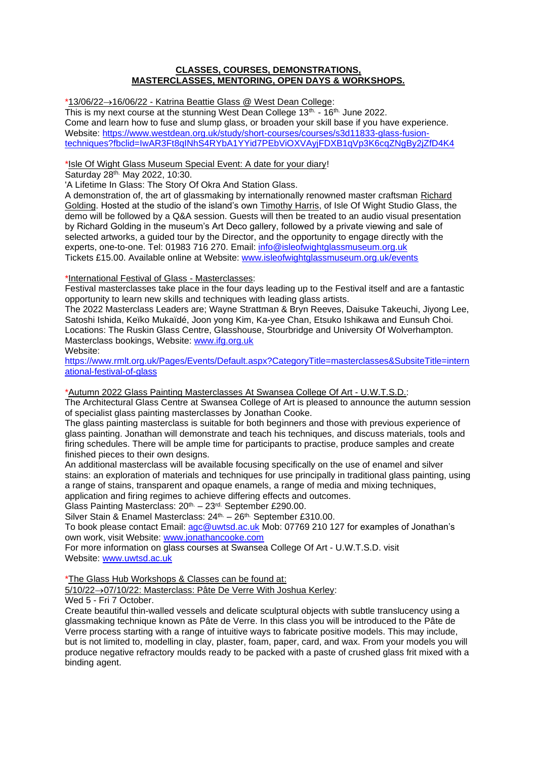**CLASSES, COURSES, DEMONSTRATIONS, MASTERCLASSES, MENTORING, OPEN DAYS & WORKSHOPS.**

*13/06/22→16/06/22 - Katrina Beattie Glass @ West Dean College:
This is my next course at the stunning West Dean College 13th. - 16th. June 2022.
Come and learn how to fuse and slump glass, or broaden your skill base if you have experience.
Website: https://www.westdean.org.uk/study/short-courses/courses/s3d11833-glass-fusion-techniques?fbclid=IwAR3Ft8qINhS4RYbA1YYid7PEbViOXVAyjFDXB1qVp3K6cqZNgBy2jZfD4K4

*Isle Of Wight Glass Museum Special Event: A date for your diary!
Saturday 28th. May 2022, 10:30.
'A Lifetime In Glass: The Story Of Okra And Station Glass.
A demonstration of, the art of glassmaking by internationally renowned master craftsman Richard Golding. Hosted at the studio of the island's own Timothy Harris, of Isle Of Wight Studio Glass, the demo will be followed by a Q&A session. Guests will then be treated to an audio visual presentation by Richard Golding in the museum's Art Deco gallery, followed by a private viewing and sale of selected artworks, a guided tour by the Director, and the opportunity to engage directly with the experts, one-to-one. Tel: 01983 716 270. Email: info@isleofwightglassmuseum.org.uk
Tickets £15.00. Available online at Website: www.isleofwightglassmuseum.org.uk/events

*International Festival of Glass - Masterclasses:
Festival masterclasses take place in the four days leading up to the Festival itself and are a fantastic opportunity to learn new skills and techniques with leading glass artists.
The 2022 Masterclass Leaders are; Wayne Strattman & Bryn Reeves, Daisuke Takeuchi, Jiyong Lee, Satoshi Ishida, Keïko Mukaïdé, Joon yong Kim, Ka-yee Chan, Etsuko Ishikawa and Eunsuh Choi.
Locations: The Ruskin Glass Centre, Glasshouse, Stourbridge and University Of Wolverhampton.
Masterclass bookings, Website: www.ifg.org.uk
Website:
https://www.rmlt.org.uk/Pages/Events/Default.aspx?CategoryTitle=masterclasses&SubsiteTitle=international-festival-of-glass

*Autumn 2022 Glass Painting Masterclasses At Swansea College Of Art - U.W.T.S.D.:
The Architectural Glass Centre at Swansea College of Art is pleased to announce the autumn session of specialist glass painting masterclasses by Jonathan Cooke.
The glass painting masterclass is suitable for both beginners and those with previous experience of glass painting. Jonathan will demonstrate and teach his techniques, and discuss materials, tools and firing schedules. There will be ample time for participants to practise, produce samples and create finished pieces to their own designs.
An additional masterclass will be available focusing specifically on the use of enamel and silver stains: an exploration of materials and techniques for use principally in traditional glass painting, using a range of stains, transparent and opaque enamels, a range of media and mixing techniques, application and firing regimes to achieve differing effects and outcomes.
Glass Painting Masterclass: 20th. – 23rd. September £290.00.
Silver Stain & Enamel Masterclass: 24th. – 26th. September £310.00.
To book please contact Email: agc@uwtsd.ac.uk Mob: 07769 210 127 for examples of Jonathan's own work, visit Website: www.jonathancooke.com
For more information on glass courses at Swansea College Of Art - U.W.T.S.D. visit
Website: www.uwtsd.ac.uk

*The Glass Hub Workshops & Classes can be found at:
5/10/22→07/10/22: Masterclass: Pâte De Verre With Joshua Kerley:
Wed 5 - Fri 7 October.
Create beautiful thin-walled vessels and delicate sculptural objects with subtle translucency using a glassmaking technique known as Pâte de Verre. In this class you will be introduced to the Pâte de Verre process starting with a range of intuitive ways to fabricate positive models. This may include, but is not limited to, modelling in clay, plaster, foam, paper, card, and wax. From your models you will produce negative refractory moulds ready to be packed with a paste of crushed glass frit mixed with a binding agent.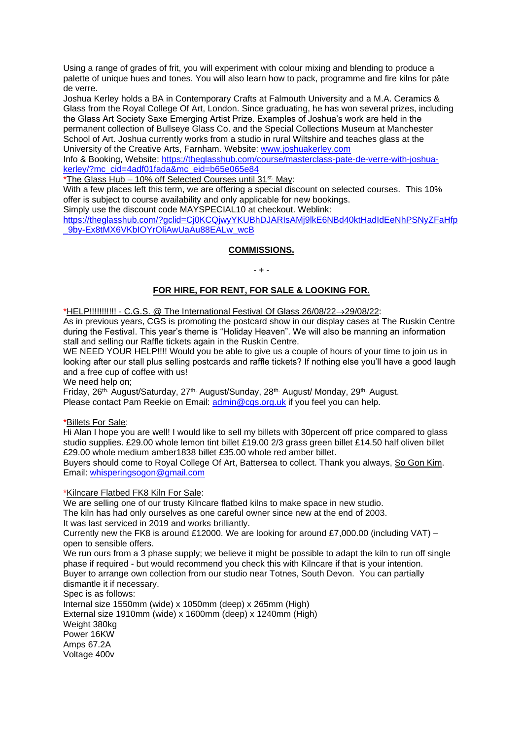Using a range of grades of frit, you will experiment with colour mixing and blending to produce a palette of unique hues and tones. You will also learn how to pack, programme and fire kilns for pâte de verre.
Joshua Kerley holds a BA in Contemporary Crafts at Falmouth University and a M.A. Ceramics & Glass from the Royal College Of Art, London. Since graduating, he has won several prizes, including the Glass Art Society Saxe Emerging Artist Prize. Examples of Joshua's work are held in the permanent collection of Bullseye Glass Co. and the Special Collections Museum at Manchester School of Art. Joshua currently works from a studio in rural Wiltshire and teaches glass at the University of the Creative Arts, Farnham. Website: www.joshuakerley.com
Info & Booking, Website: https://theglasshub.com/course/masterclass-pate-de-verre-with-joshua-kerley/?mc_cid=4adf01fada&mc_eid=b65e065e84

*The Glass Hub – 10% off Selected Courses until 31st. May:
With a few places left this term, we are offering a special discount on selected courses. This 10% offer is subject to course availability and only applicable for new bookings.
Simply use the discount code MAYSPECIAL10 at checkout. Weblink:
https://theglasshub.com/?gclid=Cj0KCQjwyYKUBhDJARIsAMj9lkE6NBd40ktHadIdEeNhPSNyZFaHfp_9by-Ex8tMX6VKbIOYrOliAwUaAu88EALw_wcB

## COMMISSIONS.

\- + -

## FOR HIRE, FOR RENT, FOR SALE & LOOKING FOR.

*HELP!!!!!!!!!!! - C.G.S. @ The International Festival Of Glass 26/08/22→29/08/22:
As in previous years, CGS is promoting the postcard show in our display cases at The Ruskin Centre during the Festival. This year's theme is "Holiday Heaven". We will also be manning an information stall and selling our Raffle tickets again in the Ruskin Centre.
WE NEED YOUR HELP!!!! Would you be able to give us a couple of hours of your time to join us in looking after our stall plus selling postcards and raffle tickets? If nothing else you'll have a good laugh and a free cup of coffee with us!
We need help on;
Friday, 26th. August/Saturday, 27th. August/Sunday, 28th. August/ Monday, 29th. August.
Please contact Pam Reekie on Email: admin@cgs.org.uk if you feel you can help.

*Billets For Sale:
Hi Alan I hope you are well! I would like to sell my billets with 30percent off price compared to glass studio supplies. £29.00 whole lemon tint billet £19.00 2/3 grass green billet £14.50 half oliven billet £29.00 whole medium amber1838 billet £35.00 whole red amber billet.
Buyers should come to Royal College Of Art, Battersea to collect. Thank you always, So Gon Kim.
Email: whisperingsogon@gmail.com

*Kilncare Flatbed FK8 Kiln For Sale:
We are selling one of our trusty Kilncare flatbed kilns to make space in new studio.
The kiln has had only ourselves as one careful owner since new at the end of 2003.
It was last serviced in 2019 and works brilliantly.
Currently new the FK8 is around £12000. We are looking for around £7,000.00 (including VAT) – open to sensible offers.
We run ours from a 3 phase supply; we believe it might be possible to adapt the kiln to run off single phase if required - but would recommend you check this with Kilncare if that is your intention.
Buyer to arrange own collection from our studio near Totnes, South Devon. You can partially dismantle it if necessary.
Spec is as follows:
Internal size 1550mm (wide) x 1050mm (deep) x 265mm (High)
External size 1910mm (wide) x 1600mm (deep) x 1240mm (High)
Weight 380kg
Power 16KW
Amps 67.2A
Voltage 400v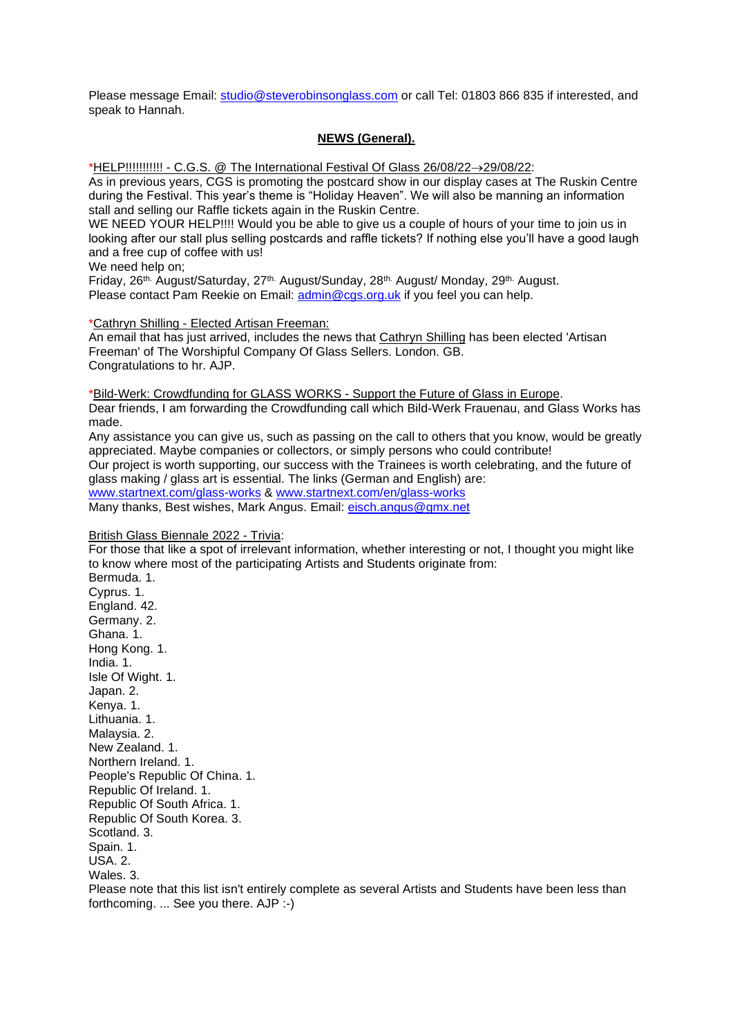Please message Email: studio@steverobinsonglass.com or call Tel: 01803 866 835 if interested, and speak to Hannah.

## NEWS (General).

*HELP!!!!!!!!!!! - C.G.S. @ The International Festival Of Glass 26/08/22→29/08/22:
As in previous years, CGS is promoting the postcard show in our display cases at The Ruskin Centre during the Festival. This year's theme is "Holiday Heaven". We will also be manning an information stall and selling our Raffle tickets again in the Ruskin Centre.
WE NEED YOUR HELP!!!! Would you be able to give us a couple of hours of your time to join us in looking after our stall plus selling postcards and raffle tickets? If nothing else you'll have a good laugh and a free cup of coffee with us!
We need help on;
Friday, 26th. August/Saturday, 27th. August/Sunday, 28th. August/ Monday, 29th. August.
Please contact Pam Reekie on Email: admin@cgs.org.uk if you feel you can help.

*Cathryn Shilling - Elected Artisan Freeman:
An email that has just arrived, includes the news that Cathryn Shilling has been elected 'Artisan Freeman' of The Worshipful Company Of Glass Sellers. London. GB.
Congratulations to hr. AJP.

*Bild-Werk: Crowdfunding for GLASS WORKS - Support the Future of Glass in Europe.
Dear friends, I am forwarding the Crowdfunding call which Bild-Werk Frauenau, and Glass Works has made.
Any assistance you can give us, such as passing on the call to others that you know, would be greatly appreciated. Maybe companies or collectors, or simply persons who could contribute!
Our project is worth supporting, our success with the Trainees is worth celebrating, and the future of glass making / glass art is essential. The links (German and English) are:
www.startnext.com/glass-works & www.startnext.com/en/glass-works
Many thanks, Best wishes, Mark Angus. Email: eisch.angus@gmx.net

British Glass Biennale 2022 - Trivia:
For those that like a spot of irrelevant information, whether interesting or not, I thought you might like to know where most of the participating Artists and Students originate from:
Bermuda. 1.
Cyprus. 1.
England. 42.
Germany. 2.
Ghana. 1.
Hong Kong. 1.
India. 1.
Isle Of Wight. 1.
Japan. 2.
Kenya. 1.
Lithuania. 1.
Malaysia. 2.
New Zealand. 1.
Northern Ireland. 1.
People's Republic Of China. 1.
Republic Of Ireland. 1.
Republic Of South Africa. 1.
Republic Of South Korea. 3.
Scotland. 3.
Spain. 1.
USA. 2.
Wales. 3.
Please note that this list isn't entirely complete as several Artists and Students have been less than forthcoming. ... See you there. AJP :-)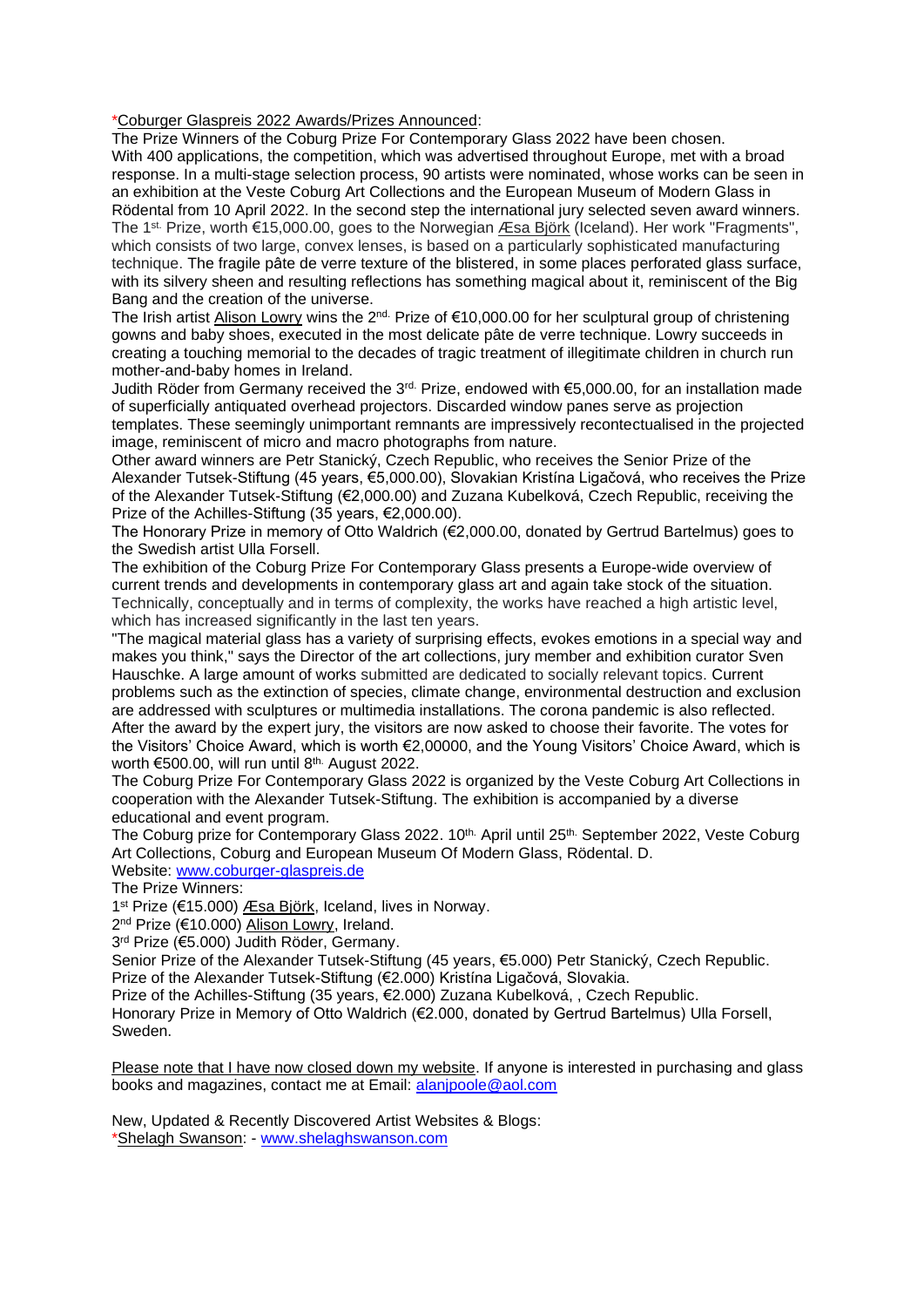*Coburger Glaspreis 2022 Awards/Prizes Announced:

The Prize Winners of the Coburg Prize For Contemporary Glass 2022 have been chosen.
With 400 applications, the competition, which was advertised throughout Europe, met with a broad response. In a multi-stage selection process, 90 artists were nominated, whose works can be seen in an exhibition at the Veste Coburg Art Collections and the European Museum of Modern Glass in Rödental from 10 April 2022. In the second step the international jury selected seven award winners.
The 1st. Prize, worth €15,000.00, goes to the Norwegian Æsa Björk (Iceland). Her work "Fragments", which consists of two large, convex lenses, is based on a particularly sophisticated manufacturing technique. The fragile pâte de verre texture of the blistered, in some places perforated glass surface, with its silvery sheen and resulting reflections has something magical about it, reminiscent of the Big Bang and the creation of the universe.
The Irish artist Alison Lowry wins the 2nd. Prize of €10,000.00 for her sculptural group of christening gowns and baby shoes, executed in the most delicate pâte de verre technique. Lowry succeeds in creating a touching memorial to the decades of tragic treatment of illegitimate children in church run mother-and-baby homes in Ireland.
Judith Röder from Germany received the 3rd. Prize, endowed with €5,000.00, for an installation made of superficially antiquated overhead projectors. Discarded window panes serve as projection templates. These seemingly unimportant remnants are impressively recontectualised in the projected image, reminiscent of micro and macro photographs from nature.
Other award winners are Petr Stanický, Czech Republic, who receives the Senior Prize of the Alexander Tutsek-Stiftung (45 years, €5,000.00), Slovakian Kristína Ligačová, who receives the Prize of the Alexander Tutsek-Stiftung (€2,000.00) and Zuzana Kubelková, Czech Republic, receiving the Prize of the Achilles-Stiftung (35 years, €2,000.00).
The Honorary Prize in memory of Otto Waldrich (€2,000.00, donated by Gertrud Bartelmus) goes to the Swedish artist Ulla Forsell.
The exhibition of the Coburg Prize For Contemporary Glass presents a Europe-wide overview of current trends and developments in contemporary glass art and again take stock of the situation. Technically, conceptually and in terms of complexity, the works have reached a high artistic level, which has increased significantly in the last ten years.
"The magical material glass has a variety of surprising effects, evokes emotions in a special way and makes you think," says the Director of the art collections, jury member and exhibition curator Sven Hauschke. A large amount of works submitted are dedicated to socially relevant topics. Current problems such as the extinction of species, climate change, environmental destruction and exclusion are addressed with sculptures or multimedia installations. The corona pandemic is also reflected.
After the award by the expert jury, the visitors are now asked to choose their favorite. The votes for the Visitors' Choice Award, which is worth €2,00000, and the Young Visitors' Choice Award, which is worth €500.00, will run until 8th. August 2022.
The Coburg Prize For Contemporary Glass 2022 is organized by the Veste Coburg Art Collections in cooperation with the Alexander Tutsek-Stiftung. The exhibition is accompanied by a diverse educational and event program.
The Coburg prize for Contemporary Glass 2022. 10th. April until 25th. September 2022, Veste Coburg Art Collections, Coburg and European Museum Of Modern Glass, Rödental. D.
Website: www.coburger-glaspreis.de
The Prize Winners:
1st Prize (€15.000) Æsa Björk, Iceland, lives in Norway.
2nd Prize (€10.000) Alison Lowry, Ireland.
3rd Prize (€5.000) Judith Röder, Germany.
Senior Prize of the Alexander Tutsek-Stiftung (45 years, €5.000) Petr Stanický, Czech Republic.
Prize of the Alexander Tutsek-Stiftung (€2.000) Kristína Ligačová, Slovakia.
Prize of the Achilles-Stiftung (35 years, €2.000) Zuzana Kubelková, , Czech Republic.
Honorary Prize in Memory of Otto Waldrich (€2.000, donated by Gertrud Bartelmus) Ulla Forsell, Sweden.

Please note that I have now closed down my website. If anyone is interested in purchasing and glass books and magazines, contact me at Email: alanjpoole@aol.com

New, Updated & Recently Discovered Artist Websites & Blogs:
*Shelagh Swanson: - www.shelaghswanson.com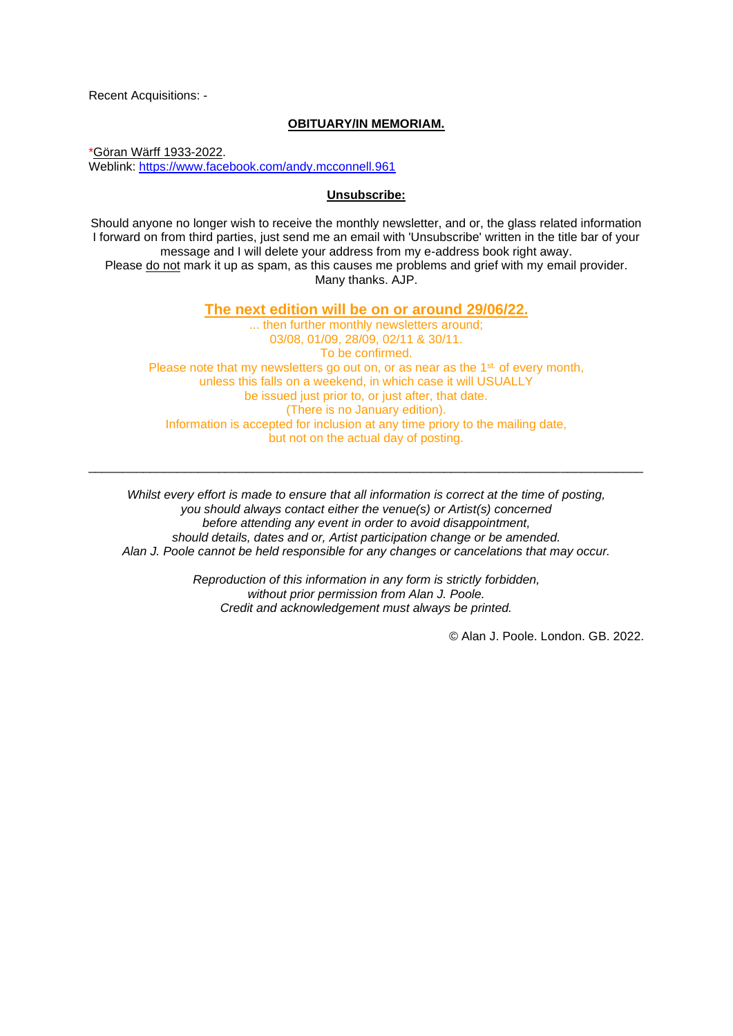Recent Acquisitions: -

**OBITUARY/IN MEMORIAM.**

*Göran Wärff 1933-2022.
Weblink: https://www.facebook.com/andy.mcconnell.961

**Unsubscribe:**

Should anyone no longer wish to receive the monthly newsletter, and or, the glass related information I forward on from third parties, just send me an email with 'Unsubscribe' written in the title bar of your message and I will delete your address from my e-address book right away.
Please do not mark it up as spam, as this causes me problems and grief with my email provider.
Many thanks. AJP.

**The next edition will be on or around 29/06/22.**

... then further monthly newsletters around;
03/08, 01/09, 28/09, 02/11 & 30/11.
To be confirmed.
Please note that my newsletters go out on, or as near as the 1st. of every month, unless this falls on a weekend, in which case it will USUALLY be issued just prior to, or just after, that date.
(There is no January edition).
Information is accepted for inclusion at any time priory to the mailing date, but not on the actual day of posting.

---

*Whilst every effort is made to ensure that all information is correct at the time of posting, you should always contact either the venue(s) or Artist(s) concerned before attending any event in order to avoid disappointment, should details, dates and or, Artist participation change or be amended. Alan J. Poole cannot be held responsible for any changes or cancelations that may occur.*

*Reproduction of this information in any form is strictly forbidden, without prior permission from Alan J. Poole. Credit and acknowledgement must always be printed.*

© Alan J. Poole. London. GB. 2022.